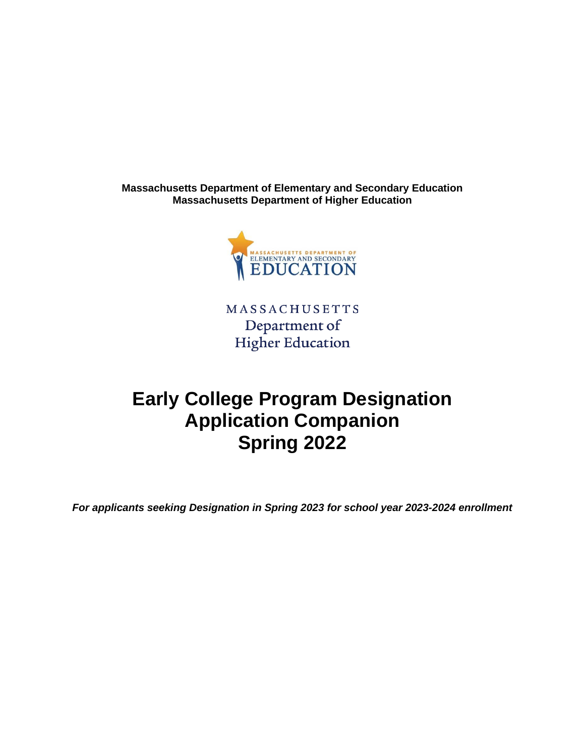**Massachusetts Department of Elementary and Secondary Education**
**Massachusetts Department of Higher Education**

MASSACHUSETTS DEPARTMENT OF ELEMENTARY AND SECONDARY EDUCATION

MASSACHUSETTS Department of Higher Education

# Early College Program Designation Application Companion Spring 2022

***For applicants seeking Designation in Spring 2023 for school year 2023-2024 enrollment***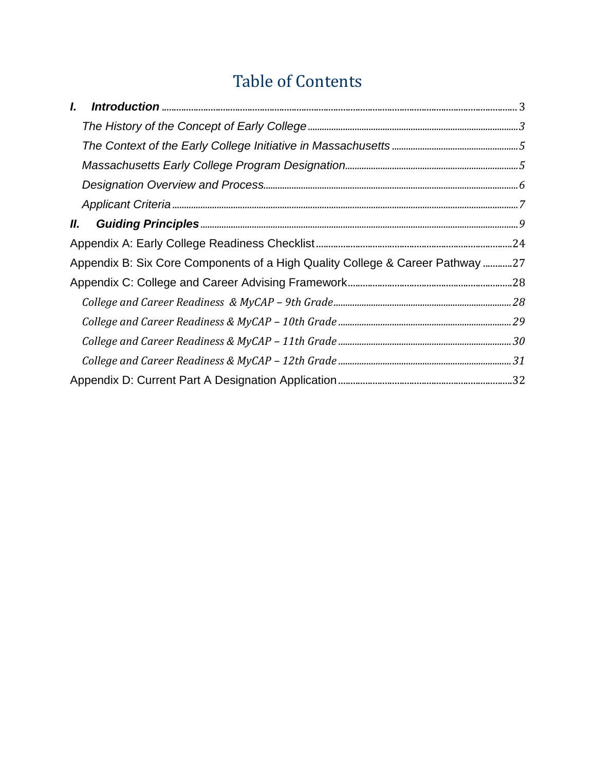# Table of Contents

- ***I. Introduction*** ........ 3
  - *The History of the Concept of Early College* ........ 3
  - *The Context of the Early College Initiative in Massachusetts* ........ 5
  - *Massachusetts Early College Program Designation* ........ 5
  - *Designation Overview and Process* ........ 6
  - *Applicant Criteria* ........ 7
- ***II. Guiding Principles*** ........ 9
- Appendix A: Early College Readiness Checklist ........ 24
- Appendix B: Six Core Components of a High Quality College & Career Pathway ........ 27
- Appendix C: College and Career Advising Framework ........ 28
  - *College and Career Readiness & MyCAP – 9th Grade* ........ 28
  - *College and Career Readiness & MyCAP – 10th Grade* ........ 29
  - *College and Career Readiness & MyCAP – 11th Grade* ........ 30
  - *College and Career Readiness & MyCAP – 12th Grade* ........ 31
- Appendix D: Current Part A Designation Application ........ 32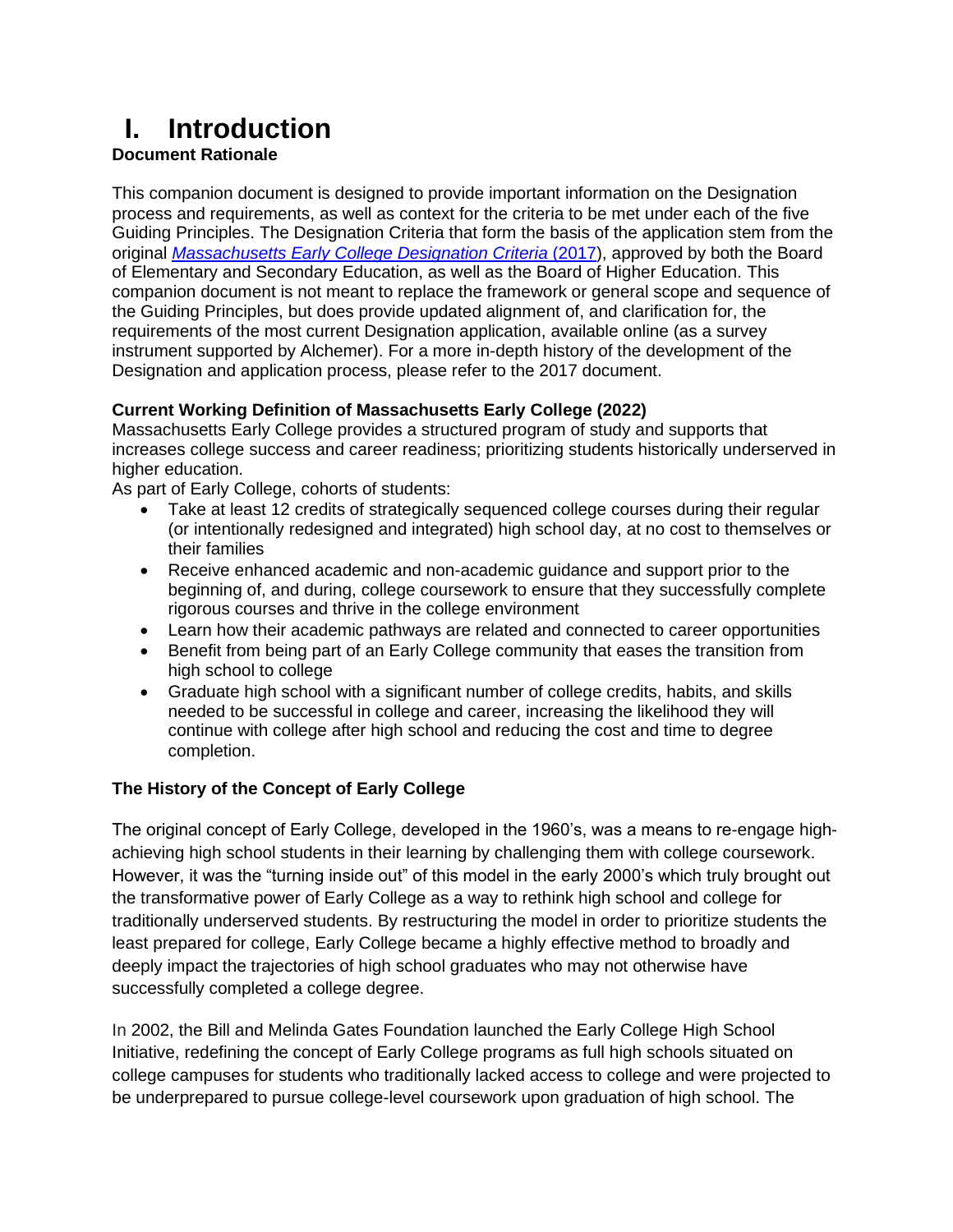# I. Introduction

**Document Rationale**

This companion document is designed to provide important information on the Designation process and requirements, as well as context for the criteria to be met under each of the five Guiding Principles. The Designation Criteria that form the basis of the application stem from the original *Massachusetts Early College Designation Criteria* (2017), approved by both the Board of Elementary and Secondary Education, as well as the Board of Higher Education. This companion document is not meant to replace the framework or general scope and sequence of the Guiding Principles, but does provide updated alignment of, and clarification for, the requirements of the most current Designation application, available online (as a survey instrument supported by Alchemer). For a more in-depth history of the development of the Designation and application process, please refer to the 2017 document.

**Current Working Definition of Massachusetts Early College (2022)**

Massachusetts Early College provides a structured program of study and supports that increases college success and career readiness; prioritizing students historically underserved in higher education.

As part of Early College, cohorts of students:

- Take at least 12 credits of strategically sequenced college courses during their regular (or intentionally redesigned and integrated) high school day, at no cost to themselves or their families
- Receive enhanced academic and non-academic guidance and support prior to the beginning of, and during, college coursework to ensure that they successfully complete rigorous courses and thrive in the college environment
- Learn how their academic pathways are related and connected to career opportunities
- Benefit from being part of an Early College community that eases the transition from high school to college
- Graduate high school with a significant number of college credits, habits, and skills needed to be successful in college and career, increasing the likelihood they will continue with college after high school and reducing the cost and time to degree completion.

**The History of the Concept of Early College**

The original concept of Early College, developed in the 1960's, was a means to re-engage high-achieving high school students in their learning by challenging them with college coursework. However, it was the "turning inside out" of this model in the early 2000's which truly brought out the transformative power of Early College as a way to rethink high school and college for traditionally underserved students. By restructuring the model in order to prioritize students the least prepared for college, Early College became a highly effective method to broadly and deeply impact the trajectories of high school graduates who may not otherwise have successfully completed a college degree.

In 2002, the Bill and Melinda Gates Foundation launched the Early College High School Initiative, redefining the concept of Early College programs as full high schools situated on college campuses for students who traditionally lacked access to college and were projected to be underprepared to pursue college-level coursework upon graduation of high school. The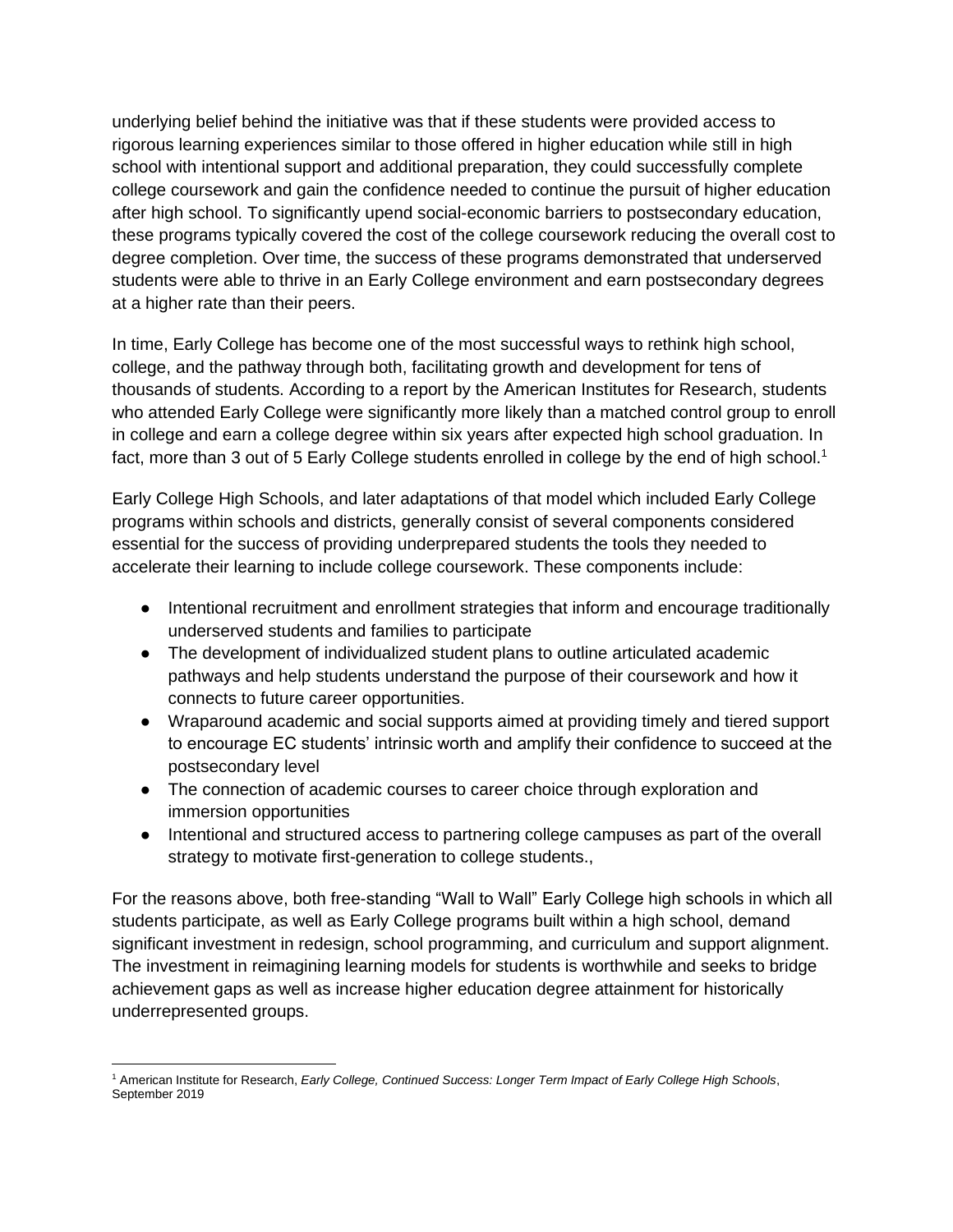underlying belief behind the initiative was that if these students were provided access to rigorous learning experiences similar to those offered in higher education while still in high school with intentional support and additional preparation, they could successfully complete college coursework and gain the confidence needed to continue the pursuit of higher education after high school. To significantly upend social-economic barriers to postsecondary education, these programs typically covered the cost of the college coursework reducing the overall cost to degree completion. Over time, the success of these programs demonstrated that underserved students were able to thrive in an Early College environment and earn postsecondary degrees at a higher rate than their peers.

In time, Early College has become one of the most successful ways to rethink high school, college, and the pathway through both, facilitating growth and development for tens of thousands of students. According to a report by the American Institutes for Research, students who attended Early College were significantly more likely than a matched control group to enroll in college and earn a college degree within six years after expected high school graduation. In fact, more than 3 out of 5 Early College students enrolled in college by the end of high school.[1]

Early College High Schools, and later adaptations of that model which included Early College programs within schools and districts, generally consist of several components considered essential for the success of providing underprepared students the tools they needed to accelerate their learning to include college coursework. These components include:

- Intentional recruitment and enrollment strategies that inform and encourage traditionally underserved students and families to participate
- The development of individualized student plans to outline articulated academic pathways and help students understand the purpose of their coursework and how it connects to future career opportunities.
- Wraparound academic and social supports aimed at providing timely and tiered support to encourage EC students' intrinsic worth and amplify their confidence to succeed at the postsecondary level
- The connection of academic courses to career choice through exploration and immersion opportunities
- Intentional and structured access to partnering college campuses as part of the overall strategy to motivate first-generation to college students.,

For the reasons above, both free-standing "Wall to Wall" Early College high schools in which all students participate, as well as Early College programs built within a high school, demand significant investment in redesign, school programming, and curriculum and support alignment. The investment in reimagining learning models for students is worthwhile and seeks to bridge achievement gaps as well as increase higher education degree attainment for historically underrepresented groups.

[1] American Institute for Research, *Early College, Continued Success: Longer Term Impact of Early College High Schools*, September 2019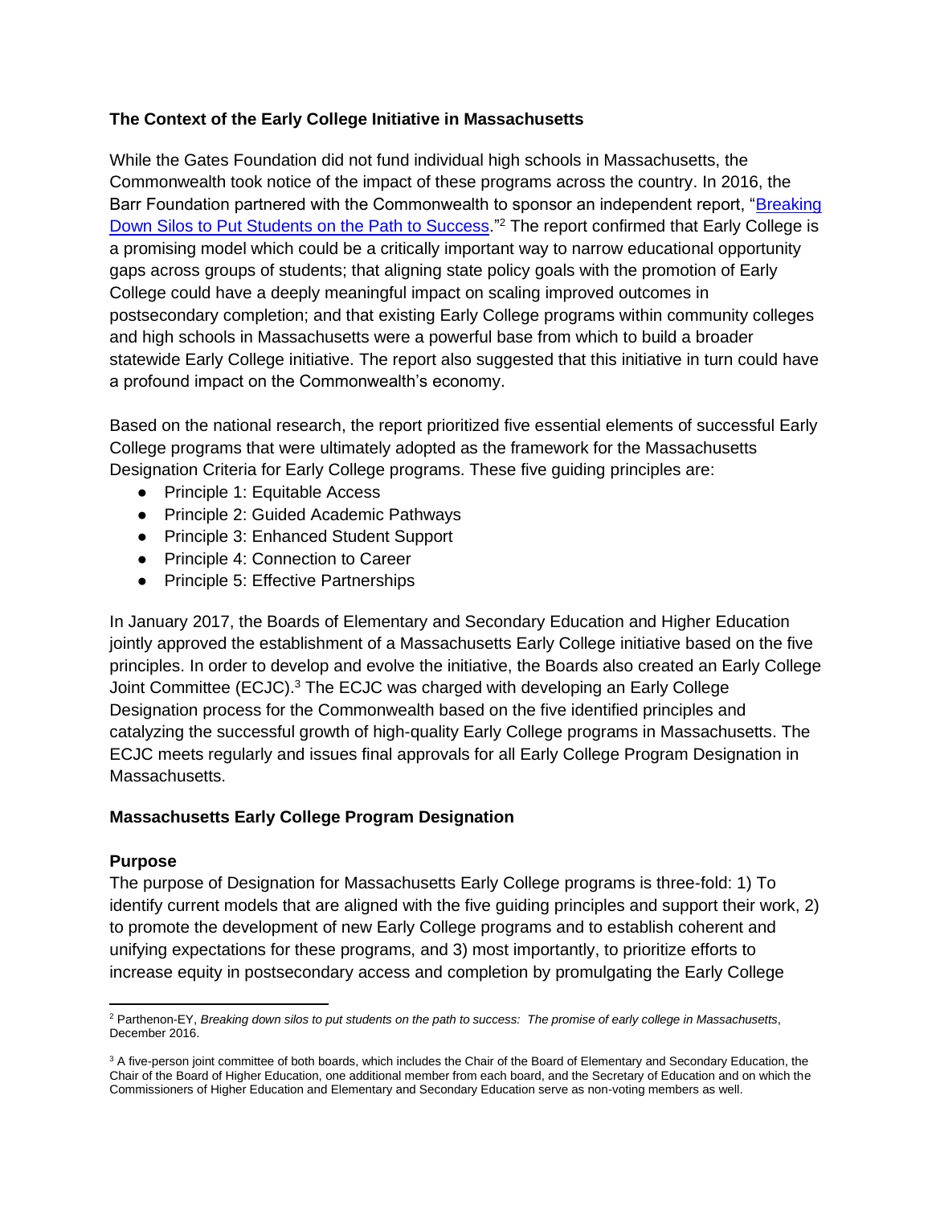**The Context of the Early College Initiative in Massachusetts**

While the Gates Foundation did not fund individual high schools in Massachusetts, the Commonwealth took notice of the impact of these programs across the country. In 2016, the Barr Foundation partnered with the Commonwealth to sponsor an independent report, "Breaking Down Silos to Put Students on the Path to Success."[2] The report confirmed that Early College is a promising model which could be a critically important way to narrow educational opportunity gaps across groups of students; that aligning state policy goals with the promotion of Early College could have a deeply meaningful impact on scaling improved outcomes in postsecondary completion; and that existing Early College programs within community colleges and high schools in Massachusetts were a powerful base from which to build a broader statewide Early College initiative. The report also suggested that this initiative in turn could have a profound impact on the Commonwealth's economy.

Based on the national research, the report prioritized five essential elements of successful Early College programs that were ultimately adopted as the framework for the Massachusetts Designation Criteria for Early College programs. These five guiding principles are:

- Principle 1: Equitable Access
- Principle 2: Guided Academic Pathways
- Principle 3: Enhanced Student Support
- Principle 4: Connection to Career
- Principle 5: Effective Partnerships

In January 2017, the Boards of Elementary and Secondary Education and Higher Education jointly approved the establishment of a Massachusetts Early College initiative based on the five principles. In order to develop and evolve the initiative, the Boards also created an Early College Joint Committee (ECJC).[3] The ECJC was charged with developing an Early College Designation process for the Commonwealth based on the five identified principles and catalyzing the successful growth of high-quality Early College programs in Massachusetts. The ECJC meets regularly and issues final approvals for all Early College Program Designation in Massachusetts.

**Massachusetts Early College Program Designation**

**Purpose**

The purpose of Designation for Massachusetts Early College programs is three-fold: 1) To identify current models that are aligned with the five guiding principles and support their work, 2) to promote the development of new Early College programs and to establish coherent and unifying expectations for these programs, and 3) most importantly, to prioritize efforts to increase equity in postsecondary access and completion by promulgating the Early College

---

[2] Parthenon-EY, *Breaking down silos to put students on the path to success: The promise of early college in Massachusetts*, December 2016.

[3] A five-person joint committee of both boards, which includes the Chair of the Board of Elementary and Secondary Education, the Chair of the Board of Higher Education, one additional member from each board, and the Secretary of Education and on which the Commissioners of Higher Education and Elementary and Secondary Education serve as non-voting members as well.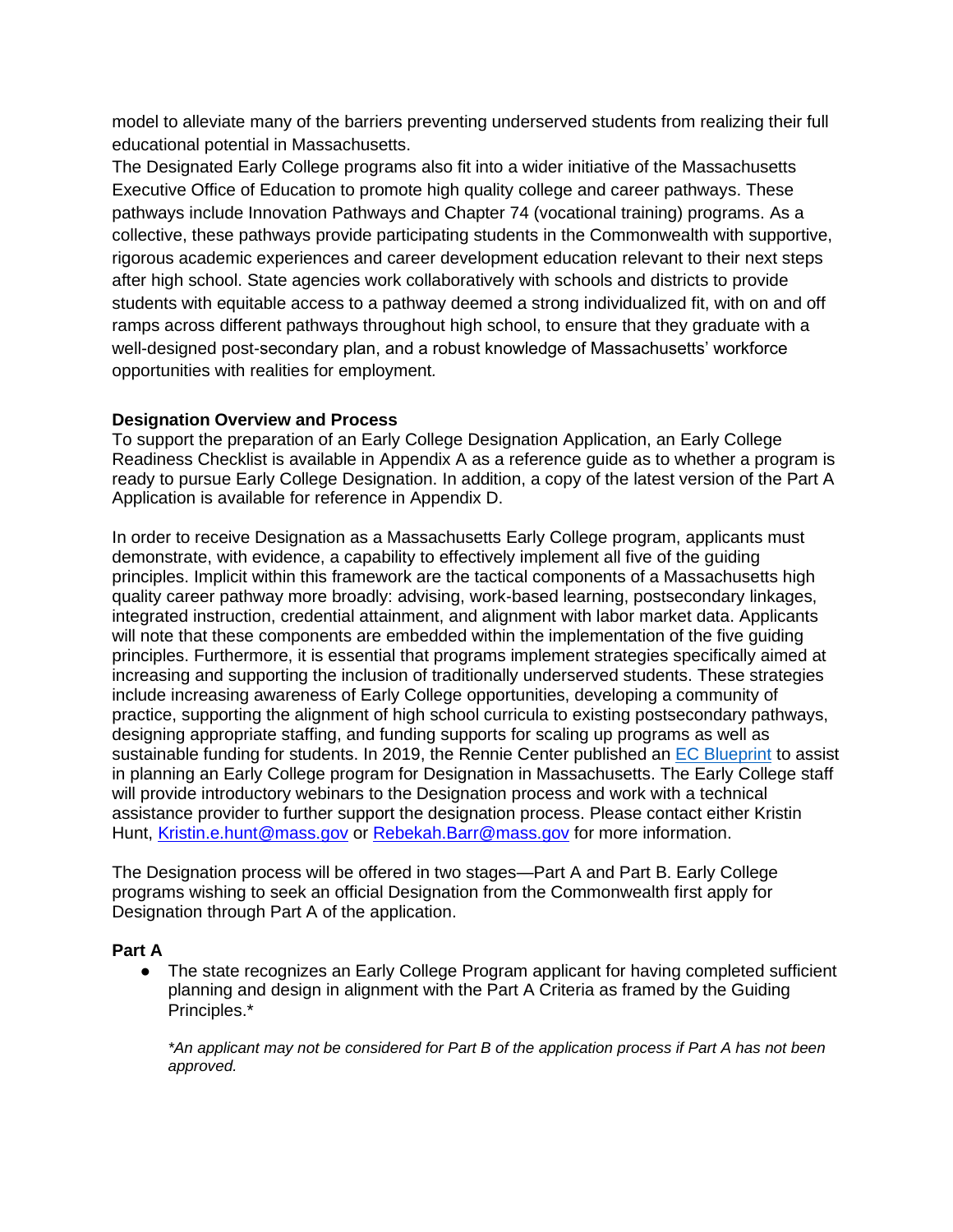model to alleviate many of the barriers preventing underserved students from realizing their full educational potential in Massachusetts.
The Designated Early College programs also fit into a wider initiative of the Massachusetts Executive Office of Education to promote high quality college and career pathways. These pathways include Innovation Pathways and Chapter 74 (vocational training) programs. As a collective, these pathways provide participating students in the Commonwealth with supportive, rigorous academic experiences and career development education relevant to their next steps after high school. State agencies work collaboratively with schools and districts to provide students with equitable access to a pathway deemed a strong individualized fit, with on and off ramps across different pathways throughout high school, to ensure that they graduate with a well-designed post-secondary plan, and a robust knowledge of Massachusetts' workforce opportunities with realities for employment.

**Designation Overview and Process**
To support the preparation of an Early College Designation Application, an Early College Readiness Checklist is available in Appendix A as a reference guide as to whether a program is ready to pursue Early College Designation. In addition, a copy of the latest version of the Part A Application is available for reference in Appendix D.

In order to receive Designation as a Massachusetts Early College program, applicants must demonstrate, with evidence, a capability to effectively implement all five of the guiding principles. Implicit within this framework are the tactical components of a Massachusetts high quality career pathway more broadly: advising, work-based learning, postsecondary linkages, integrated instruction, credential attainment, and alignment with labor market data. Applicants will note that these components are embedded within the implementation of the five guiding principles. Furthermore, it is essential that programs implement strategies specifically aimed at increasing and supporting the inclusion of traditionally underserved students. These strategies include increasing awareness of Early College opportunities, developing a community of practice, supporting the alignment of high school curricula to existing postsecondary pathways, designing appropriate staffing, and funding supports for scaling up programs as well as sustainable funding for students. In 2019, the Rennie Center published an EC Blueprint to assist in planning an Early College program for Designation in Massachusetts. The Early College staff will provide introductory webinars to the Designation process and work with a technical assistance provider to further support the designation process. Please contact either Kristin Hunt, Kristin.e.hunt@mass.gov or Rebekah.Barr@mass.gov for more information.

The Designation process will be offered in two stages—Part A and Part B. Early College programs wishing to seek an official Designation from the Commonwealth first apply for Designation through Part A of the application.

**Part A**

- The state recognizes an Early College Program applicant for having completed sufficient planning and design in alignment with the Part A Criteria as framed by the Guiding Principles.*

  *\*An applicant may not be considered for Part B of the application process if Part A has not been approved.*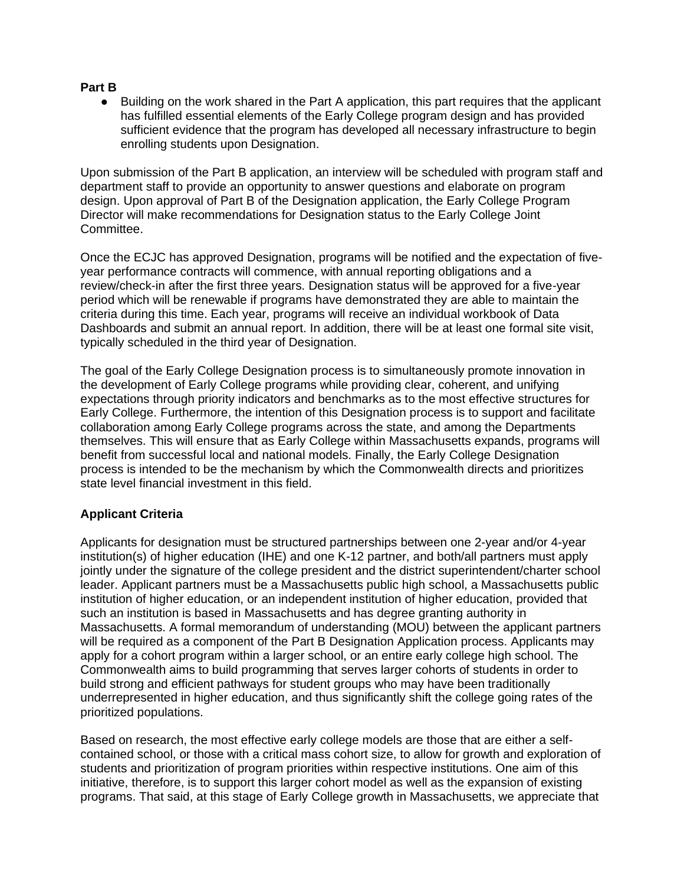**Part B**

- Building on the work shared in the Part A application, this part requires that the applicant has fulfilled essential elements of the Early College program design and has provided sufficient evidence that the program has developed all necessary infrastructure to begin enrolling students upon Designation.

Upon submission of the Part B application, an interview will be scheduled with program staff and department staff to provide an opportunity to answer questions and elaborate on program design. Upon approval of Part B of the Designation application, the Early College Program Director will make recommendations for Designation status to the Early College Joint Committee.

Once the ECJC has approved Designation, programs will be notified and the expectation of five-year performance contracts will commence, with annual reporting obligations and a review/check-in after the first three years. Designation status will be approved for a five-year period which will be renewable if programs have demonstrated they are able to maintain the criteria during this time. Each year, programs will receive an individual workbook of Data Dashboards and submit an annual report. In addition, there will be at least one formal site visit, typically scheduled in the third year of Designation.

The goal of the Early College Designation process is to simultaneously promote innovation in the development of Early College programs while providing clear, coherent, and unifying expectations through priority indicators and benchmarks as to the most effective structures for Early College. Furthermore, the intention of this Designation process is to support and facilitate collaboration among Early College programs across the state, and among the Departments themselves. This will ensure that as Early College within Massachusetts expands, programs will benefit from successful local and national models. Finally, the Early College Designation process is intended to be the mechanism by which the Commonwealth directs and prioritizes state level financial investment in this field.

**Applicant Criteria**

Applicants for designation must be structured partnerships between one 2-year and/or 4-year institution(s) of higher education (IHE) and one K-12 partner, and both/all partners must apply jointly under the signature of the college president and the district superintendent/charter school leader. Applicant partners must be a Massachusetts public high school, a Massachusetts public institution of higher education, or an independent institution of higher education, provided that such an institution is based in Massachusetts and has degree granting authority in Massachusetts. A formal memorandum of understanding (MOU) between the applicant partners will be required as a component of the Part B Designation Application process. Applicants may apply for a cohort program within a larger school, or an entire early college high school. The Commonwealth aims to build programming that serves larger cohorts of students in order to build strong and efficient pathways for student groups who may have been traditionally underrepresented in higher education, and thus significantly shift the college going rates of the prioritized populations.

Based on research, the most effective early college models are those that are either a self-contained school, or those with a critical mass cohort size, to allow for growth and exploration of students and prioritization of program priorities within respective institutions. One aim of this initiative, therefore, is to support this larger cohort model as well as the expansion of existing programs. That said, at this stage of Early College growth in Massachusetts, we appreciate that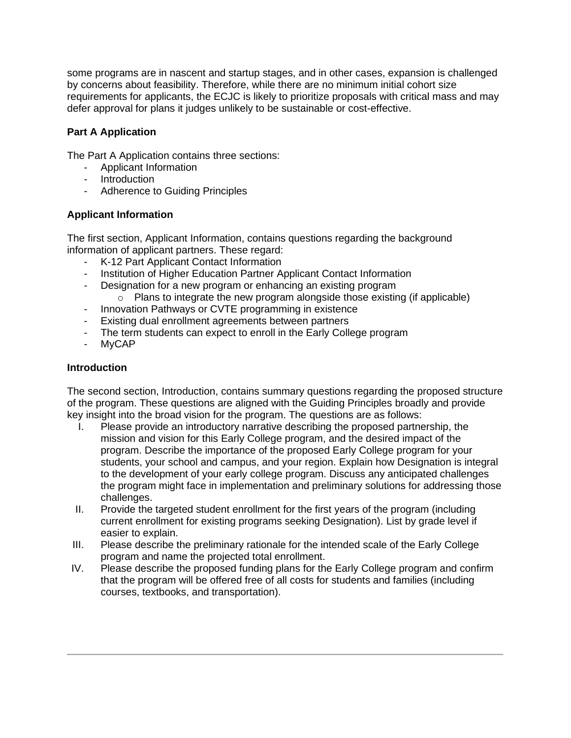some programs are in nascent and startup stages, and in other cases, expansion is challenged by concerns about feasibility. Therefore, while there are no minimum initial cohort size requirements for applicants, the ECJC is likely to prioritize proposals with critical mass and may defer approval for plans it judges unlikely to be sustainable or cost-effective.

**Part A Application**

The Part A Application contains three sections:

- Applicant Information
- Introduction
- Adherence to Guiding Principles

**Applicant Information**

The first section, Applicant Information, contains questions regarding the background information of applicant partners. These regard:

- K-12 Part Applicant Contact Information
- Institution of Higher Education Partner Applicant Contact Information
- Designation for a new program or enhancing an existing program
  - Plans to integrate the new program alongside those existing (if applicable)
- Innovation Pathways or CVTE programming in existence
- Existing dual enrollment agreements between partners
- The term students can expect to enroll in the Early College program
- MyCAP

**Introduction**

The second section, Introduction, contains summary questions regarding the proposed structure of the program. These questions are aligned with the Guiding Principles broadly and provide key insight into the broad vision for the program. The questions are as follows:

I. Please provide an introductory narrative describing the proposed partnership, the mission and vision for this Early College program, and the desired impact of the program. Describe the importance of the proposed Early College program for your students, your school and campus, and your region. Explain how Designation is integral to the development of your early college program. Discuss any anticipated challenges the program might face in implementation and preliminary solutions for addressing those challenges.
II. Provide the targeted student enrollment for the first years of the program (including current enrollment for existing programs seeking Designation). List by grade level if easier to explain.
III. Please describe the preliminary rationale for the intended scale of the Early College program and name the projected total enrollment.
IV. Please describe the proposed funding plans for the Early College program and confirm that the program will be offered free of all costs for students and families (including courses, textbooks, and transportation).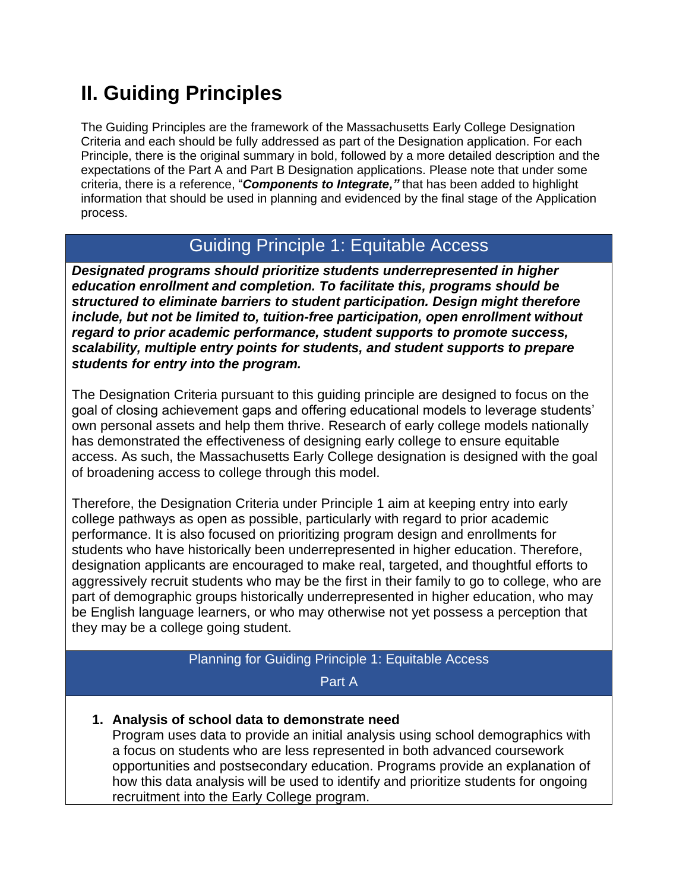# II. Guiding Principles

The Guiding Principles are the framework of the Massachusetts Early College Designation Criteria and each should be fully addressed as part of the Designation application. For each Principle, there is the original summary in bold, followed by a more detailed description and the expectations of the Part A and Part B Designation applications. Please note that under some criteria, there is a reference, "***Components to Integrate,"*** that has been added to highlight information that should be used in planning and evidenced by the final stage of the Application process.

## Guiding Principle 1: Equitable Access

***Designated programs should prioritize students underrepresented in higher education enrollment and completion. To facilitate this, programs should be structured to eliminate barriers to student participation. Design might therefore include, but not be limited to, tuition-free participation, open enrollment without regard to prior academic performance, student supports to promote success, scalability, multiple entry points for students, and student supports to prepare students for entry into the program.***

The Designation Criteria pursuant to this guiding principle are designed to focus on the goal of closing achievement gaps and offering educational models to leverage students' own personal assets and help them thrive. Research of early college models nationally has demonstrated the effectiveness of designing early college to ensure equitable access. As such, the Massachusetts Early College designation is designed with the goal of broadening access to college through this model.

Therefore, the Designation Criteria under Principle 1 aim at keeping entry into early college pathways as open as possible, particularly with regard to prior academic performance. It is also focused on prioritizing program design and enrollments for students who have historically been underrepresented in higher education. Therefore, designation applicants are encouraged to make real, targeted, and thoughtful efforts to aggressively recruit students who may be the first in their family to go to college, who are part of demographic groups historically underrepresented in higher education, who may be English language learners, or who may otherwise not yet possess a perception that they may be a college going student.

### Planning for Guiding Principle 1: Equitable Access

Part A

1. **Analysis of school data to demonstrate need**
   Program uses data to provide an initial analysis using school demographics with a focus on students who are less represented in both advanced coursework opportunities and postsecondary education. Programs provide an explanation of how this data analysis will be used to identify and prioritize students for ongoing recruitment into the Early College program.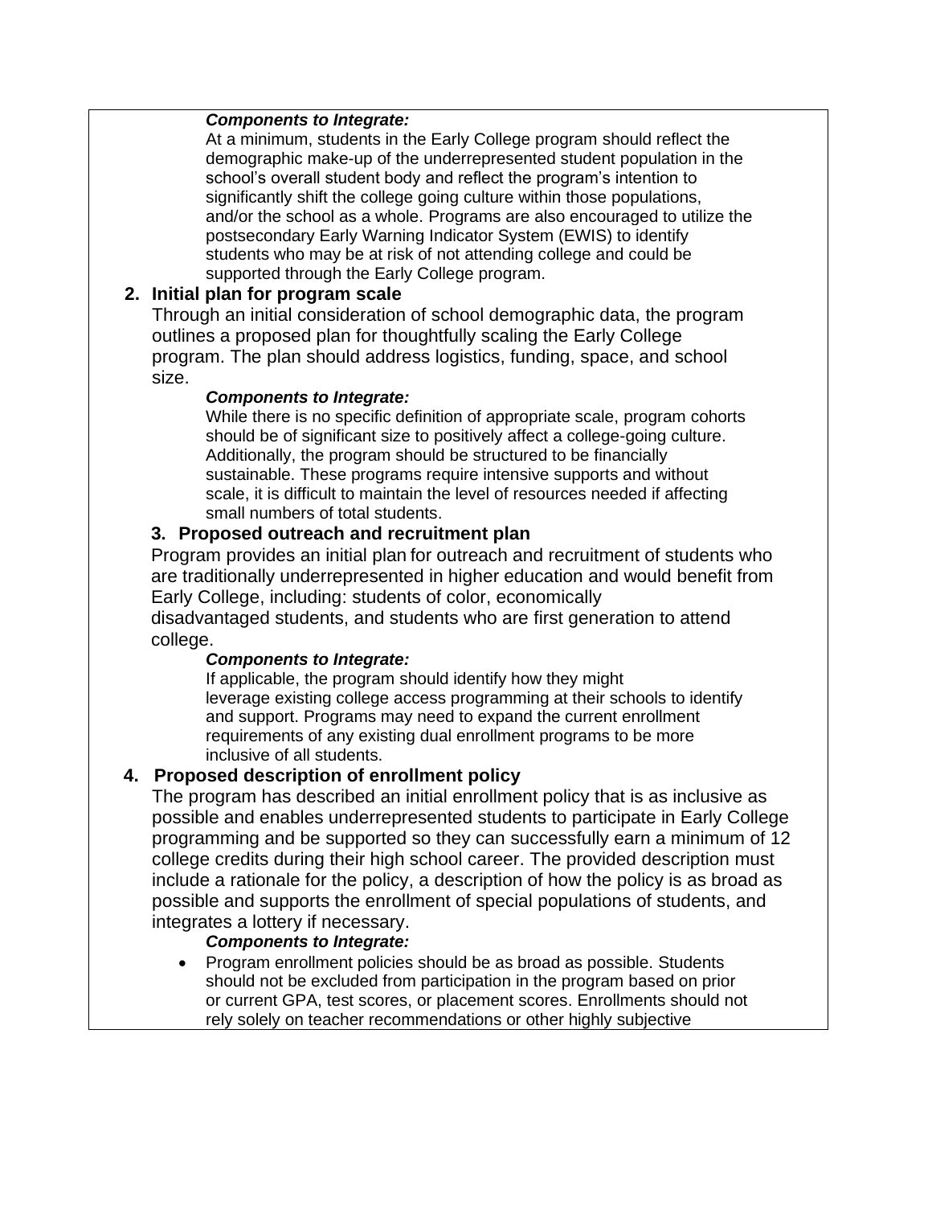***Components to Integrate:***

At a minimum, students in the Early College program should reflect the demographic make-up of the underrepresented student population in the school's overall student body and reflect the program's intention to significantly shift the college going culture within those populations, and/or the school as a whole. Programs are also encouraged to utilize the postsecondary Early Warning Indicator System (EWIS) to identify students who may be at risk of not attending college and could be supported through the Early College program.

2. **Initial plan for program scale**

   Through an initial consideration of school demographic data, the program outlines a proposed plan for thoughtfully scaling the Early College program. The plan should address logistics, funding, space, and school size.

   ***Components to Integrate:***

   While there is no specific definition of appropriate scale, program cohorts should be of significant size to positively affect a college-going culture. Additionally, the program should be structured to be financially sustainable. These programs require intensive supports and without scale, it is difficult to maintain the level of resources needed if affecting small numbers of total students.

3. **Proposed outreach and recruitment plan**

   Program provides an initial plan for outreach and recruitment of students who are traditionally underrepresented in higher education and would benefit from Early College, including: students of color, economically disadvantaged students, and students who are first generation to attend college.

   ***Components to Integrate:***

   If applicable, the program should identify how they might leverage existing college access programming at their schools to identify and support. Programs may need to expand the current enrollment requirements of any existing dual enrollment programs to be more inclusive of all students.

4. **Proposed description of enrollment policy**

   The program has described an initial enrollment policy that is as inclusive as possible and enables underrepresented students to participate in Early College programming and be supported so they can successfully earn a minimum of 12 college credits during their high school career. The provided description must include a rationale for the policy, a description of how the policy is as broad as possible and supports the enrollment of special populations of students, and integrates a lottery if necessary.

   ***Components to Integrate:***

   - Program enrollment policies should be as broad as possible. Students should not be excluded from participation in the program based on prior or current GPA, test scores, or placement scores. Enrollments should not rely solely on teacher recommendations or other highly subjective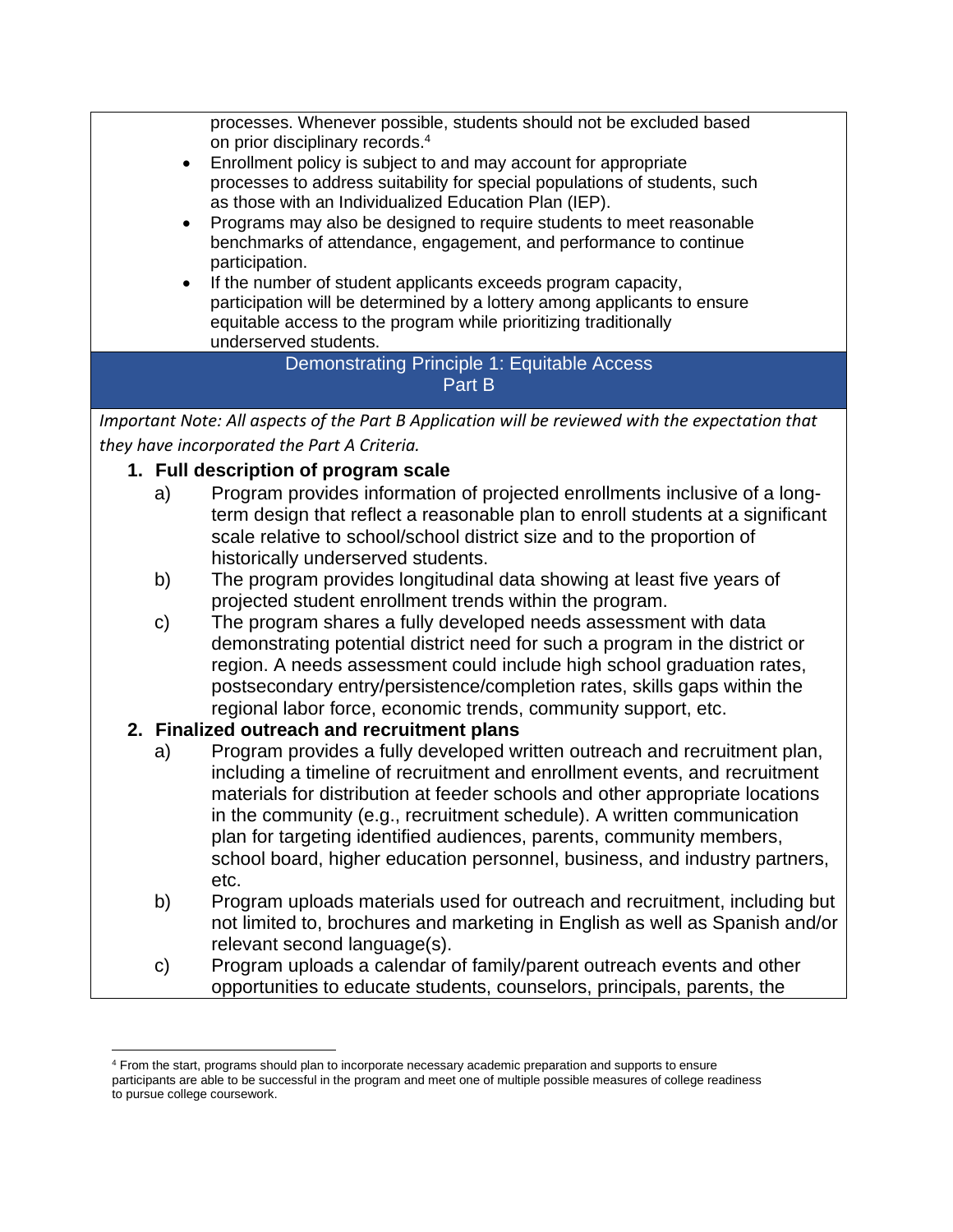processes. Whenever possible, students should not be excluded based on prior disciplinary records.[4]

- Enrollment policy is subject to and may account for appropriate processes to address suitability for special populations of students, such as those with an Individualized Education Plan (IEP).
- Programs may also be designed to require students to meet reasonable benchmarks of attendance, engagement, and performance to continue participation.
- If the number of student applicants exceeds program capacity, participation will be determined by a lottery among applicants to ensure equitable access to the program while prioritizing traditionally underserved students.

## Demonstrating Principle 1: Equitable Access Part B

*Important Note: All aspects of the Part B Application will be reviewed with the expectation that they have incorporated the Part A Criteria.*

1. **Full description of program scale**
   a) Program provides information of projected enrollments inclusive of a long-term design that reflect a reasonable plan to enroll students at a significant scale relative to school/school district size and to the proportion of historically underserved students.
   b) The program provides longitudinal data showing at least five years of projected student enrollment trends within the program.
   c) The program shares a fully developed needs assessment with data demonstrating potential district need for such a program in the district or region. A needs assessment could include high school graduation rates, postsecondary entry/persistence/completion rates, skills gaps within the regional labor force, economic trends, community support, etc.
2. **Finalized outreach and recruitment plans**
   a) Program provides a fully developed written outreach and recruitment plan, including a timeline of recruitment and enrollment events, and recruitment materials for distribution at feeder schools and other appropriate locations in the community (e.g., recruitment schedule). A written communication plan for targeting identified audiences, parents, community members, school board, higher education personnel, business, and industry partners, etc.
   b) Program uploads materials used for outreach and recruitment, including but not limited to, brochures and marketing in English as well as Spanish and/or relevant second language(s).
   c) Program uploads a calendar of family/parent outreach events and other opportunities to educate students, counselors, principals, parents, the

[4] From the start, programs should plan to incorporate necessary academic preparation and supports to ensure participants are able to be successful in the program and meet one of multiple possible measures of college readiness to pursue college coursework.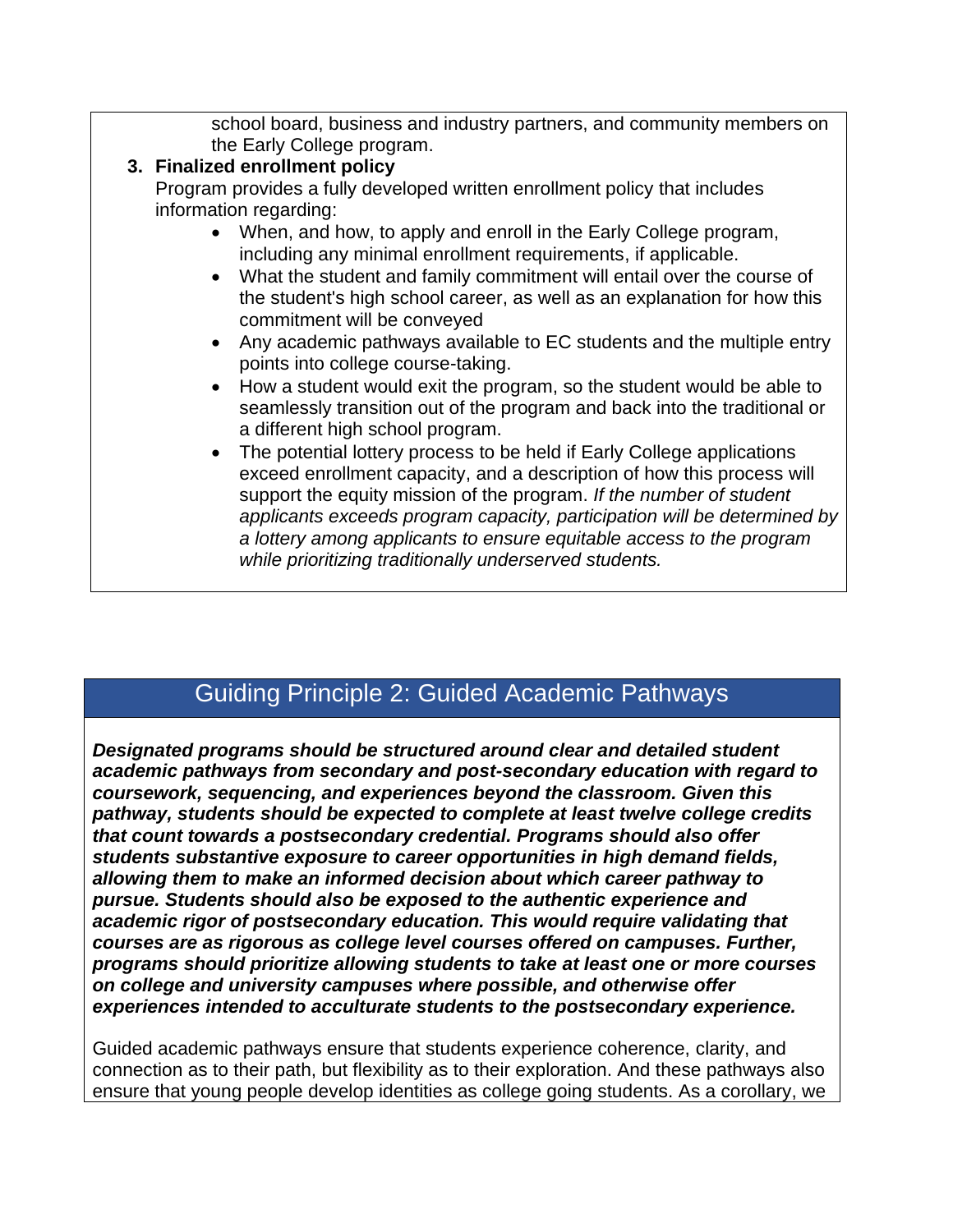school board, business and industry partners, and community members on the Early College program.

3. **Finalized enrollment policy**

   Program provides a fully developed written enrollment policy that includes information regarding:

   - When, and how, to apply and enroll in the Early College program, including any minimal enrollment requirements, if applicable.
   - What the student and family commitment will entail over the course of the student's high school career, as well as an explanation for how this commitment will be conveyed
   - Any academic pathways available to EC students and the multiple entry points into college course-taking.
   - How a student would exit the program, so the student would be able to seamlessly transition out of the program and back into the traditional or a different high school program.
   - The potential lottery process to be held if Early College applications exceed enrollment capacity, and a description of how this process will support the equity mission of the program. *If the number of student applicants exceeds program capacity, participation will be determined by a lottery among applicants to ensure equitable access to the program while prioritizing traditionally underserved students.*

## Guiding Principle 2: Guided Academic Pathways

***Designated programs should be structured around clear and detailed student academic pathways from secondary and post-secondary education with regard to coursework, sequencing, and experiences beyond the classroom. Given this pathway, students should be expected to complete at least twelve college credits that count towards a postsecondary credential. Programs should also offer students substantive exposure to career opportunities in high demand fields, allowing them to make an informed decision about which career pathway to pursue. Students should also be exposed to the authentic experience and academic rigor of postsecondary education. This would require validating that courses are as rigorous as college level courses offered on campuses. Further, programs should prioritize allowing students to take at least one or more courses on college and university campuses where possible, and otherwise offer experiences intended to acculturate students to the postsecondary experience.***

Guided academic pathways ensure that students experience coherence, clarity, and connection as to their path, but flexibility as to their exploration. And these pathways also ensure that young people develop identities as college going students. As a corollary, we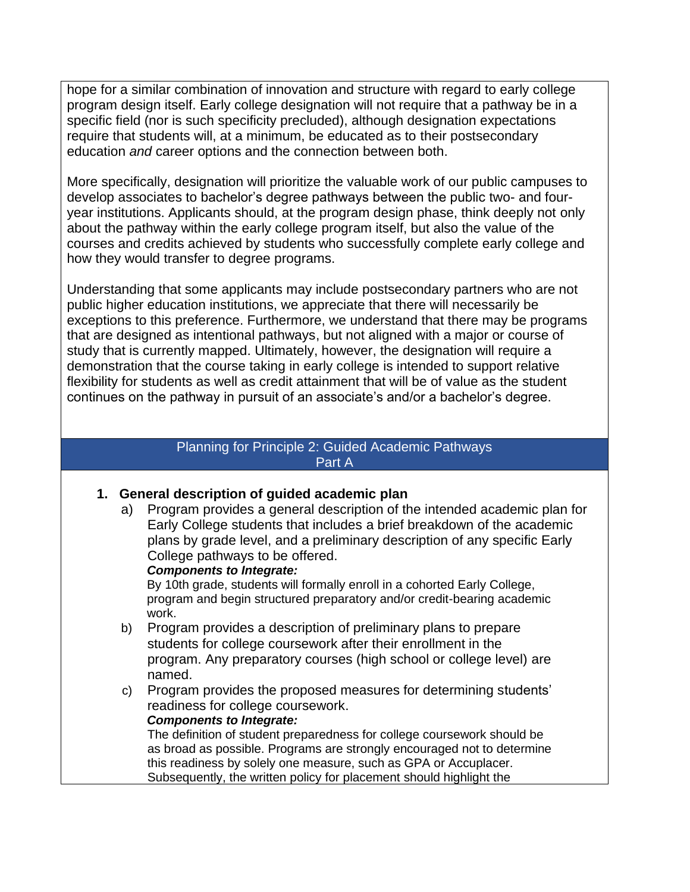hope for a similar combination of innovation and structure with regard to early college program design itself. Early college designation will not require that a pathway be in a specific field (nor is such specificity precluded), although designation expectations require that students will, at a minimum, be educated as to their postsecondary education *and* career options and the connection between both.

More specifically, designation will prioritize the valuable work of our public campuses to develop associates to bachelor's degree pathways between the public two- and four-year institutions. Applicants should, at the program design phase, think deeply not only about the pathway within the early college program itself, but also the value of the courses and credits achieved by students who successfully complete early college and how they would transfer to degree programs.

Understanding that some applicants may include postsecondary partners who are not public higher education institutions, we appreciate that there will necessarily be exceptions to this preference. Furthermore, we understand that there may be programs that are designed as intentional pathways, but not aligned with a major or course of study that is currently mapped. Ultimately, however, the designation will require a demonstration that the course taking in early college is intended to support relative flexibility for students as well as credit attainment that will be of value as the student continues on the pathway in pursuit of an associate's and/or a bachelor's degree.

## Planning for Principle 2: Guided Academic Pathways Part A

1. **General description of guided academic plan**
   a) Program provides a general description of the intended academic plan for Early College students that includes a brief breakdown of the academic plans by grade level, and a preliminary description of any specific Early College pathways to be offered.
      ***Components to Integrate:***
      By 10th grade, students will formally enroll in a cohorted Early College, program and begin structured preparatory and/or credit-bearing academic work.
   b) Program provides a description of preliminary plans to prepare students for college coursework after their enrollment in the program. Any preparatory courses (high school or college level) are named.
   c) Program provides the proposed measures for determining students' readiness for college coursework.
      ***Components to Integrate:***
      The definition of student preparedness for college coursework should be as broad as possible. Programs are strongly encouraged not to determine this readiness by solely one measure, such as GPA or Accuplacer. Subsequently, the written policy for placement should highlight the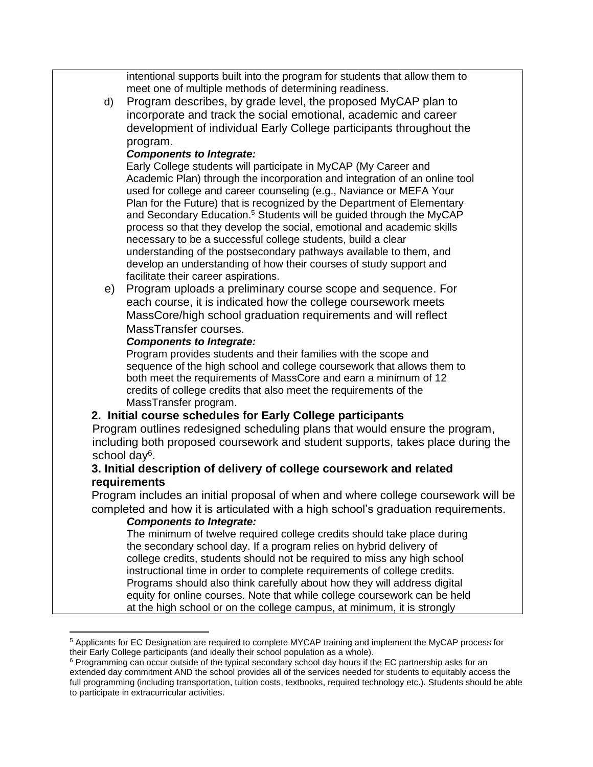intentional supports built into the program for students that allow them to meet one of multiple methods of determining readiness.

d) Program describes, by grade level, the proposed MyCAP plan to incorporate and track the social emotional, academic and career development of individual Early College participants throughout the program.

***Components to Integrate:***

Early College students will participate in MyCAP (My Career and Academic Plan) through the incorporation and integration of an online tool used for college and career counseling (e.g., Naviance or MEFA Your Plan for the Future) that is recognized by the Department of Elementary and Secondary Education.[5] Students will be guided through the MyCAP process so that they develop the social, emotional and academic skills necessary to be a successful college students, build a clear understanding of the postsecondary pathways available to them, and develop an understanding of how their courses of study support and facilitate their career aspirations.

e) Program uploads a preliminary course scope and sequence. For each course, it is indicated how the college coursework meets MassCore/high school graduation requirements and will reflect MassTransfer courses.

***Components to Integrate:***

Program provides students and their families with the scope and sequence of the high school and college coursework that allows them to both meet the requirements of MassCore and earn a minimum of 12 credits of college credits that also meet the requirements of the MassTransfer program.

**2. Initial course schedules for Early College participants**

Program outlines redesigned scheduling plans that would ensure the program, including both proposed coursework and student supports, takes place during the school day[6].

**3. Initial description of delivery of college coursework and related requirements**

Program includes an initial proposal of when and where college coursework will be completed and how it is articulated with a high school's graduation requirements.

***Components to Integrate:***

The minimum of twelve required college credits should take place during the secondary school day. If a program relies on hybrid delivery of college credits, students should not be required to miss any high school instructional time in order to complete requirements of college credits. Programs should also think carefully about how they will address digital equity for online courses. Note that while college coursework can be held at the high school or on the college campus, at minimum, it is strongly

---

[5] Applicants for EC Designation are required to complete MYCAP training and implement the MyCAP process for their Early College participants (and ideally their school population as a whole).

[6] Programming can occur outside of the typical secondary school day hours if the EC partnership asks for an extended day commitment AND the school provides all of the services needed for students to equitably access the full programming (including transportation, tuition costs, textbooks, required technology etc.). Students should be able to participate in extracurricular activities.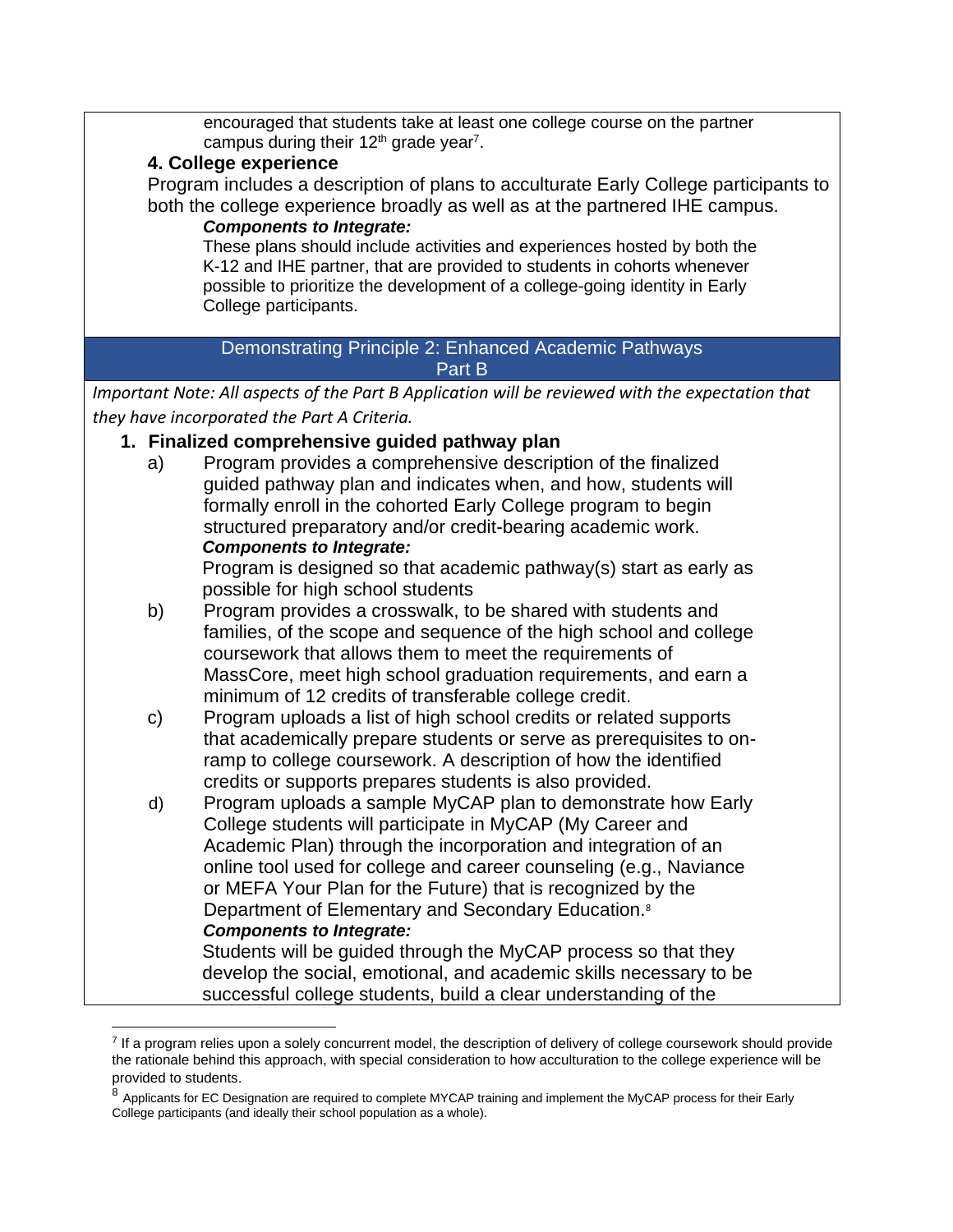encouraged that students take at least one college course on the partner campus during their 12th grade year[7].

**4. College experience**

Program includes a description of plans to acculturate Early College participants to both the college experience broadly as well as at the partnered IHE campus.

***Components to Integrate:***

These plans should include activities and experiences hosted by both the K-12 and IHE partner, that are provided to students in cohorts whenever possible to prioritize the development of a college-going identity in Early College participants.

## Demonstrating Principle 2: Enhanced Academic Pathways Part B

*Important Note: All aspects of the Part B Application will be reviewed with the expectation that they have incorporated the Part A Criteria.*

**1. Finalized comprehensive guided pathway plan**

a) Program provides a comprehensive description of the finalized guided pathway plan and indicates when, and how, students will formally enroll in the cohorted Early College program to begin structured preparatory and/or credit-bearing academic work.

***Components to Integrate:***

Program is designed so that academic pathway(s) start as early as possible for high school students

b) Program provides a crosswalk, to be shared with students and families, of the scope and sequence of the high school and college coursework that allows them to meet the requirements of MassCore, meet high school graduation requirements, and earn a minimum of 12 credits of transferable college credit.

c) Program uploads a list of high school credits or related supports that academically prepare students or serve as prerequisites to on-ramp to college coursework. A description of how the identified credits or supports prepares students is also provided.

d) Program uploads a sample MyCAP plan to demonstrate how Early College students will participate in MyCAP (My Career and Academic Plan) through the incorporation and integration of an online tool used for college and career counseling (e.g., Naviance or MEFA Your Plan for the Future) that is recognized by the Department of Elementary and Secondary Education.[8]

***Components to Integrate:***

Students will be guided through the MyCAP process so that they develop the social, emotional, and academic skills necessary to be successful college students, build a clear understanding of the

---

[7] If a program relies upon a solely concurrent model, the description of delivery of college coursework should provide the rationale behind this approach, with special consideration to how acculturation to the college experience will be provided to students.

[8] Applicants for EC Designation are required to complete MYCAP training and implement the MyCAP process for their Early College participants (and ideally their school population as a whole).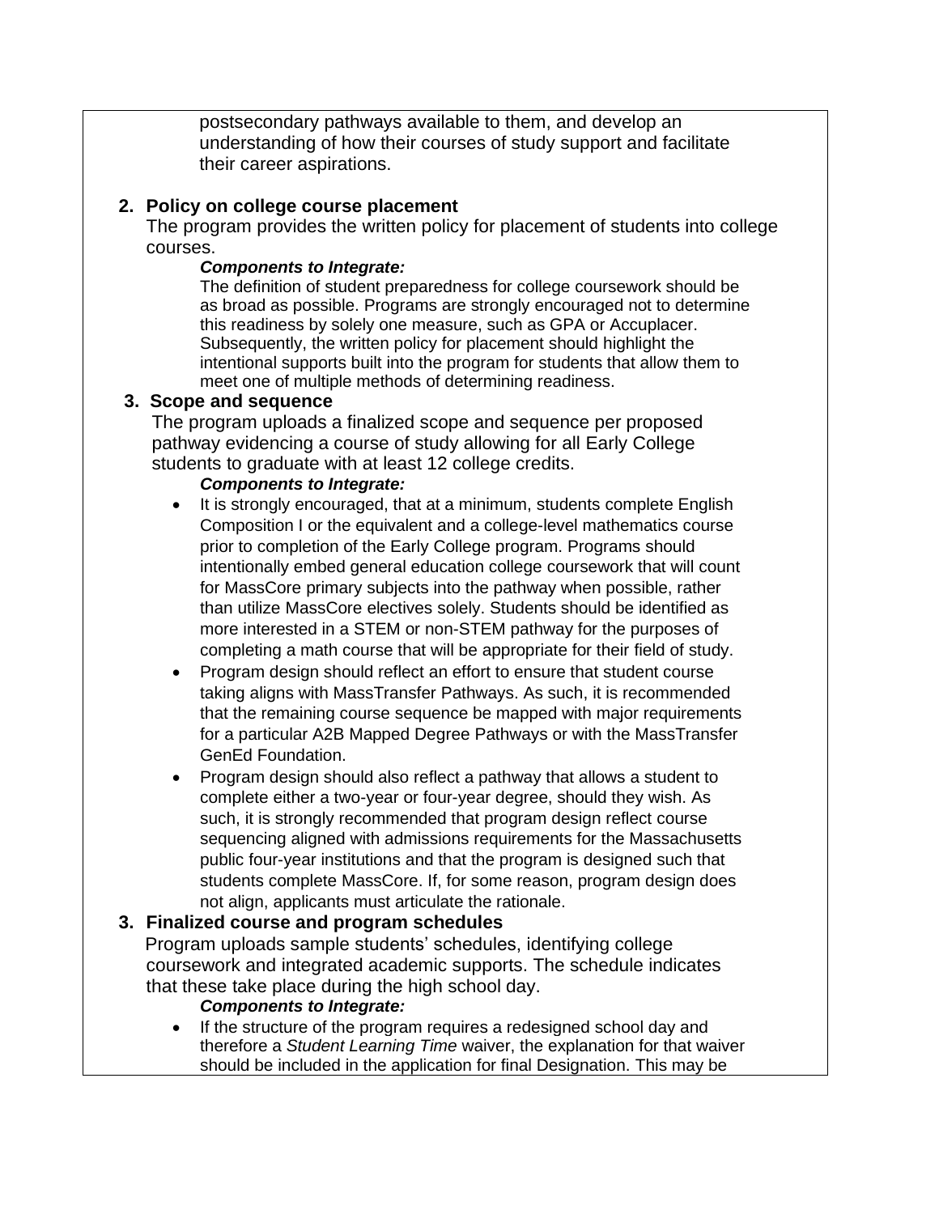postsecondary pathways available to them, and develop an understanding of how their courses of study support and facilitate their career aspirations.

2. **Policy on college course placement**

   The program provides the written policy for placement of students into college courses.

   ***Components to Integrate:***

   The definition of student preparedness for college coursework should be as broad as possible. Programs are strongly encouraged not to determine this readiness by solely one measure, such as GPA or Accuplacer. Subsequently, the written policy for placement should highlight the intentional supports built into the program for students that allow them to meet one of multiple methods of determining readiness.

3. **Scope and sequence**

   The program uploads a finalized scope and sequence per proposed pathway evidencing a course of study allowing for all Early College students to graduate with at least 12 college credits.

   ***Components to Integrate:***

   - It is strongly encouraged, that at a minimum, students complete English Composition I or the equivalent and a college-level mathematics course prior to completion of the Early College program. Programs should intentionally embed general education college coursework that will count for MassCore primary subjects into the pathway when possible, rather than utilize MassCore electives solely. Students should be identified as more interested in a STEM or non-STEM pathway for the purposes of completing a math course that will be appropriate for their field of study.
   - Program design should reflect an effort to ensure that student course taking aligns with MassTransfer Pathways. As such, it is recommended that the remaining course sequence be mapped with major requirements for a particular A2B Mapped Degree Pathways or with the MassTransfer GenEd Foundation.
   - Program design should also reflect a pathway that allows a student to complete either a two-year or four-year degree, should they wish. As such, it is strongly recommended that program design reflect course sequencing aligned with admissions requirements for the Massachusetts public four-year institutions and that the program is designed such that students complete MassCore. If, for some reason, program design does not align, applicants must articulate the rationale.

3. **Finalized course and program schedules**

   Program uploads sample students' schedules, identifying college coursework and integrated academic supports. The schedule indicates that these take place during the high school day.

   ***Components to Integrate:***

   - If the structure of the program requires a redesigned school day and therefore a *Student Learning Time* waiver, the explanation for that waiver should be included in the application for final Designation. This may be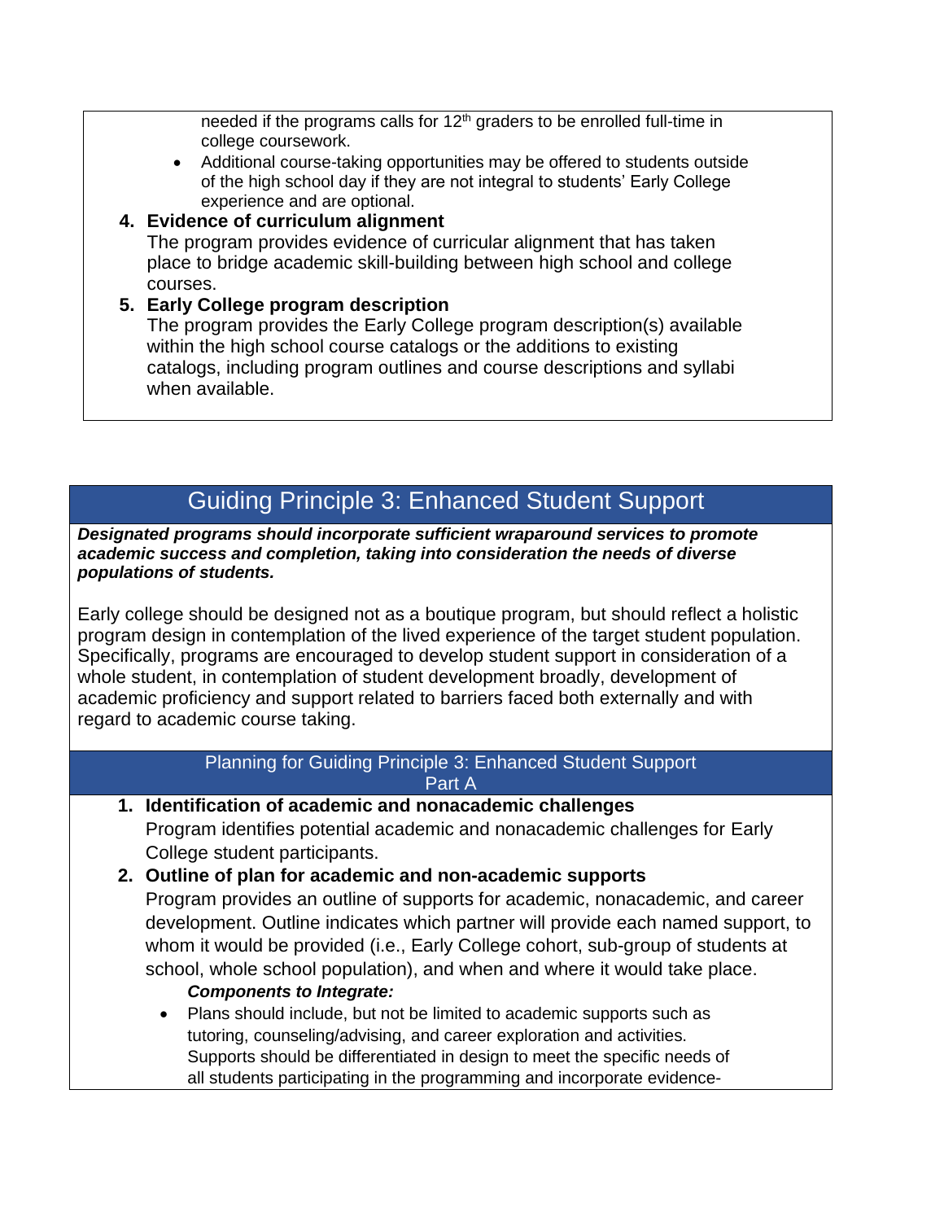needed if the programs calls for 12th graders to be enrolled full-time in college coursework.

- Additional course-taking opportunities may be offered to students outside of the high school day if they are not integral to students' Early College experience and are optional.

4. **Evidence of curriculum alignment**
   The program provides evidence of curricular alignment that has taken place to bridge academic skill-building between high school and college courses.
5. **Early College program description**
   The program provides the Early College program description(s) available within the high school course catalogs or the additions to existing catalogs, including program outlines and course descriptions and syllabi when available.

## Guiding Principle 3: Enhanced Student Support

***Designated programs should incorporate sufficient wraparound services to promote academic success and completion, taking into consideration the needs of diverse populations of students.***

Early college should be designed not as a boutique program, but should reflect a holistic program design in contemplation of the lived experience of the target student population. Specifically, programs are encouraged to develop student support in consideration of a whole student, in contemplation of student development broadly, development of academic proficiency and support related to barriers faced both externally and with regard to academic course taking.

### Planning for Guiding Principle 3: Enhanced Student Support Part A

1. **Identification of academic and nonacademic challenges**
   Program identifies potential academic and nonacademic challenges for Early College student participants.
2. **Outline of plan for academic and non-academic supports**
   Program provides an outline of supports for academic, nonacademic, and career development. Outline indicates which partner will provide each named support, to whom it would be provided (i.e., Early College cohort, sub-group of students at school, whole school population), and when and where it would take place.

   ***Components to Integrate:***

   - Plans should include, but not be limited to academic supports such as tutoring, counseling/advising, and career exploration and activities. Supports should be differentiated in design to meet the specific needs of all students participating in the programming and incorporate evidence-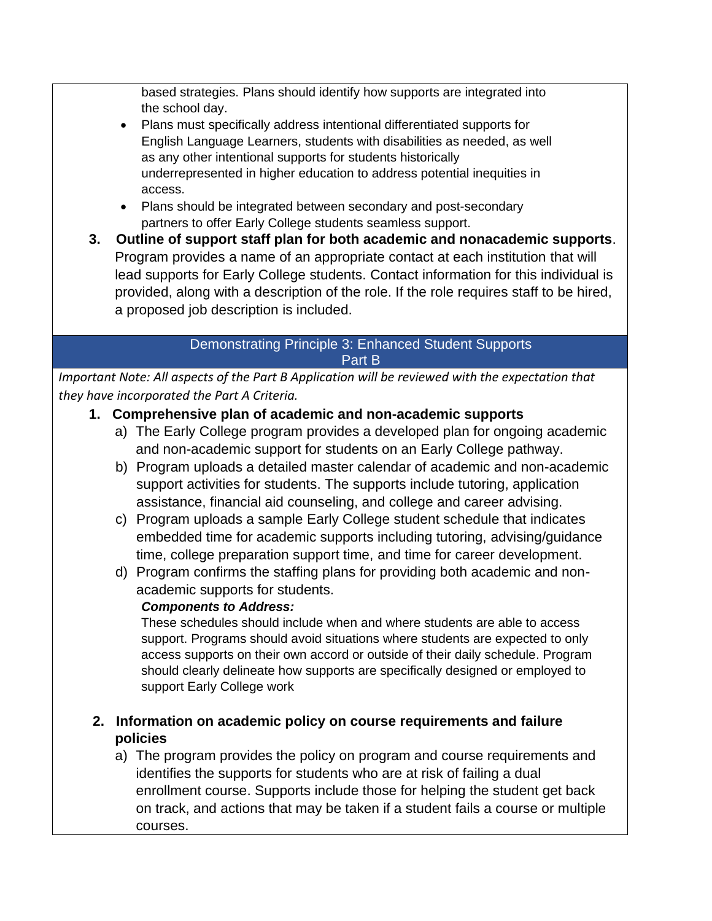based strategies. Plans should identify how supports are integrated into the school day.

- Plans must specifically address intentional differentiated supports for English Language Learners, students with disabilities as needed, as well as any other intentional supports for students historically underrepresented in higher education to address potential inequities in access.
- Plans should be integrated between secondary and post-secondary partners to offer Early College students seamless support.

3. **Outline of support staff plan for both academic and nonacademic supports**. Program provides a name of an appropriate contact at each institution that will lead supports for Early College students. Contact information for this individual is provided, along with a description of the role. If the role requires staff to be hired, a proposed job description is included.

## Demonstrating Principle 3: Enhanced Student Supports Part B

*Important Note: All aspects of the Part B Application will be reviewed with the expectation that they have incorporated the Part A Criteria.*

1. **Comprehensive plan of academic and non-academic supports**
   a) The Early College program provides a developed plan for ongoing academic and non-academic support for students on an Early College pathway.
   b) Program uploads a detailed master calendar of academic and non-academic support activities for students. The supports include tutoring, application assistance, financial aid counseling, and college and career advising.
   c) Program uploads a sample Early College student schedule that indicates embedded time for academic supports including tutoring, advising/guidance time, college preparation support time, and time for career development.
   d) Program confirms the staffing plans for providing both academic and non-academic supports for students.

   ***Components to Address:***
   These schedules should include when and where students are able to access support. Programs should avoid situations where students are expected to only access supports on their own accord or outside of their daily schedule. Program should clearly delineate how supports are specifically designed or employed to support Early College work

2. **Information on academic policy on course requirements and failure policies**
   a) The program provides the policy on program and course requirements and identifies the supports for students who are at risk of failing a dual enrollment course. Supports include those for helping the student get back on track, and actions that may be taken if a student fails a course or multiple courses.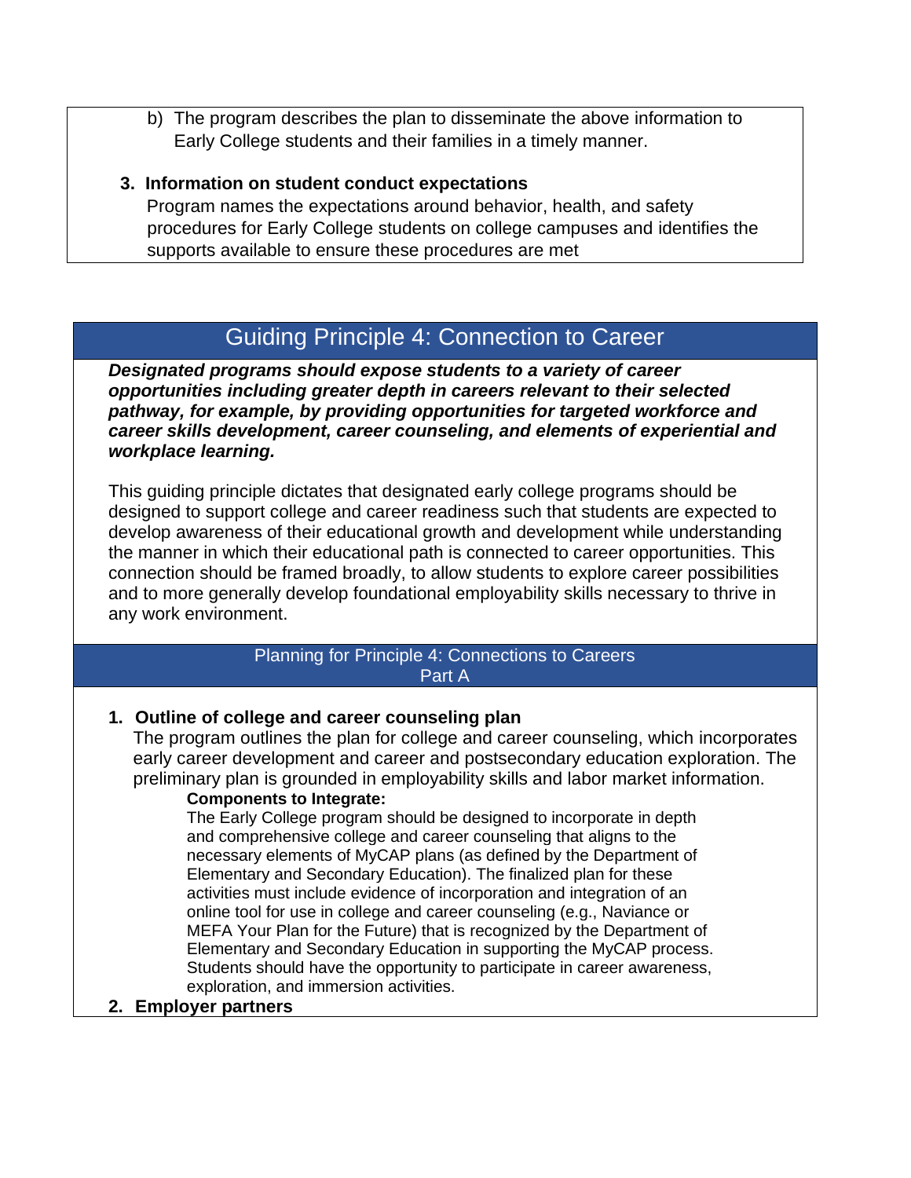b) The program describes the plan to disseminate the above information to Early College students and their families in a timely manner.

3. **Information on student conduct expectations**
   Program names the expectations around behavior, health, and safety procedures for Early College students on college campuses and identifies the supports available to ensure these procedures are met

## Guiding Principle 4: Connection to Career

***Designated programs should expose students to a variety of career opportunities including greater depth in careers relevant to their selected pathway, for example, by providing opportunities for targeted workforce and career skills development, career counseling, and elements of experiential and workplace learning.***

This guiding principle dictates that designated early college programs should be designed to support college and career readiness such that students are expected to develop awareness of their educational growth and development while understanding the manner in which their educational path is connected to career opportunities. This connection should be framed broadly, to allow students to explore career possibilities and to more generally develop foundational employability skills necessary to thrive in any work environment.

### Planning for Principle 4: Connections to Careers
### Part A

1. **Outline of college and career counseling plan**
   The program outlines the plan for college and career counseling, which incorporates early career development and career and postsecondary education exploration. The preliminary plan is grounded in employability skills and labor market information.

   **Components to Integrate:**
   The Early College program should be designed to incorporate in depth and comprehensive college and career counseling that aligns to the necessary elements of MyCAP plans (as defined by the Department of Elementary and Secondary Education). The finalized plan for these activities must include evidence of incorporation and integration of an online tool for use in college and career counseling (e.g., Naviance or MEFA Your Plan for the Future) that is recognized by the Department of Elementary and Secondary Education in supporting the MyCAP process. Students should have the opportunity to participate in career awareness, exploration, and immersion activities.

2. **Employer partners**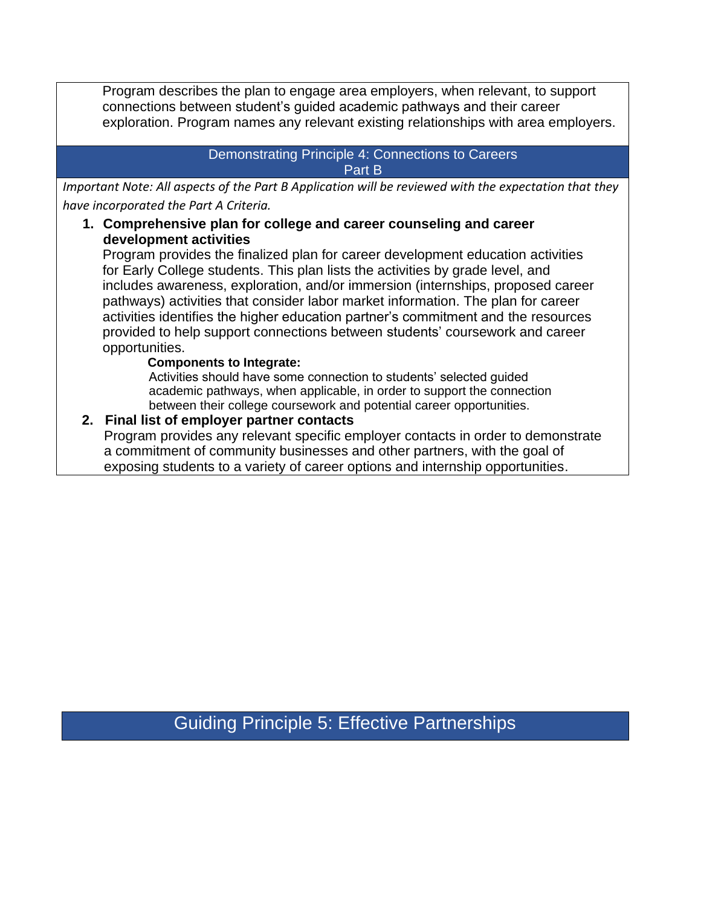Program describes the plan to engage area employers, when relevant, to support connections between student's guided academic pathways and their career exploration. Program names any relevant existing relationships with area employers.

### Demonstrating Principle 4: Connections to Careers Part B

*Important Note: All aspects of the Part B Application will be reviewed with the expectation that they have incorporated the Part A Criteria.*

1. **Comprehensive plan for college and career counseling and career development activities**
   Program provides the finalized plan for career development education activities for Early College students. This plan lists the activities by grade level, and includes awareness, exploration, and/or immersion (internships, proposed career pathways) activities that consider labor market information. The plan for career activities identifies the higher education partner's commitment and the resources provided to help support connections between students' coursework and career opportunities.

   **Components to Integrate:**
   Activities should have some connection to students' selected guided academic pathways, when applicable, in order to support the connection between their college coursework and potential career opportunities.

2. **Final list of employer partner contacts**
   Program provides any relevant specific employer contacts in order to demonstrate a commitment of community businesses and other partners, with the goal of exposing students to a variety of career options and internship opportunities.

## Guiding Principle 5: Effective Partnerships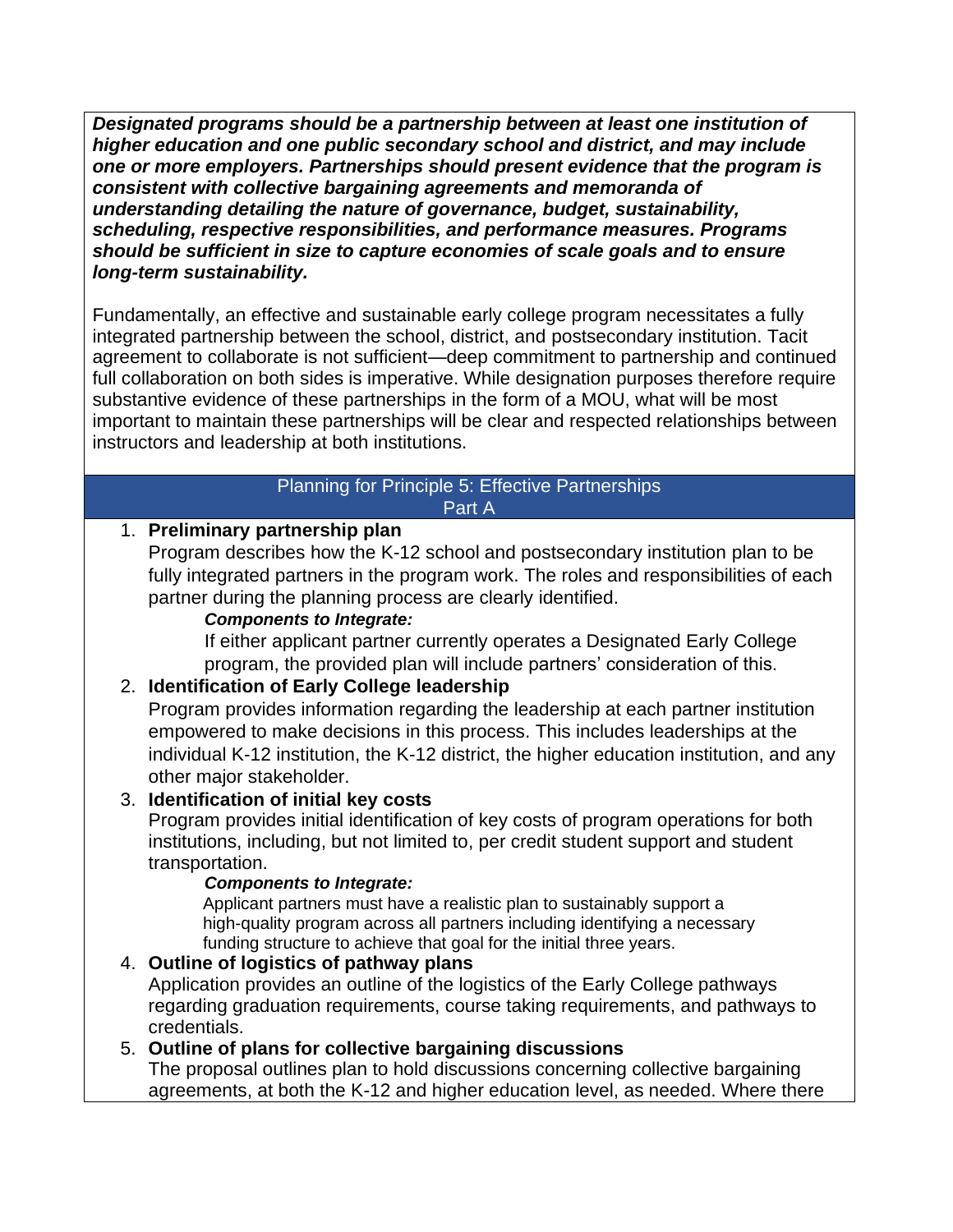***Designated programs should be a partnership between at least one institution of higher education and one public secondary school and district, and may include one or more employers. Partnerships should present evidence that the program is consistent with collective bargaining agreements and memoranda of understanding detailing the nature of governance, budget, sustainability, scheduling, respective responsibilities, and performance measures. Programs should be sufficient in size to capture economies of scale goals and to ensure long-term sustainability.***

Fundamentally, an effective and sustainable early college program necessitates a fully integrated partnership between the school, district, and postsecondary institution. Tacit agreement to collaborate is not sufficient—deep commitment to partnership and continued full collaboration on both sides is imperative. While designation purposes therefore require substantive evidence of these partnerships in the form of a MOU, what will be most important to maintain these partnerships will be clear and respected relationships between instructors and leadership at both institutions.

## Planning for Principle 5: Effective Partnerships
## Part A

1. **Preliminary partnership plan**
   Program describes how the K-12 school and postsecondary institution plan to be fully integrated partners in the program work. The roles and responsibilities of each partner during the planning process are clearly identified.

   ***Components to Integrate:***
   If either applicant partner currently operates a Designated Early College program, the provided plan will include partners' consideration of this.

2. **Identification of Early College leadership**
   Program provides information regarding the leadership at each partner institution empowered to make decisions in this process. This includes leaderships at the individual K-12 institution, the K-12 district, the higher education institution, and any other major stakeholder.

3. **Identification of initial key costs**
   Program provides initial identification of key costs of program operations for both institutions, including, but not limited to, per credit student support and student transportation.

   ***Components to Integrate:***
   Applicant partners must have a realistic plan to sustainably support a high-quality program across all partners including identifying a necessary funding structure to achieve that goal for the initial three years.

4. **Outline of logistics of pathway plans**
   Application provides an outline of the logistics of the Early College pathways regarding graduation requirements, course taking requirements, and pathways to credentials.

5. **Outline of plans for collective bargaining discussions**
   The proposal outlines plan to hold discussions concerning collective bargaining agreements, at both the K-12 and higher education level, as needed. Where there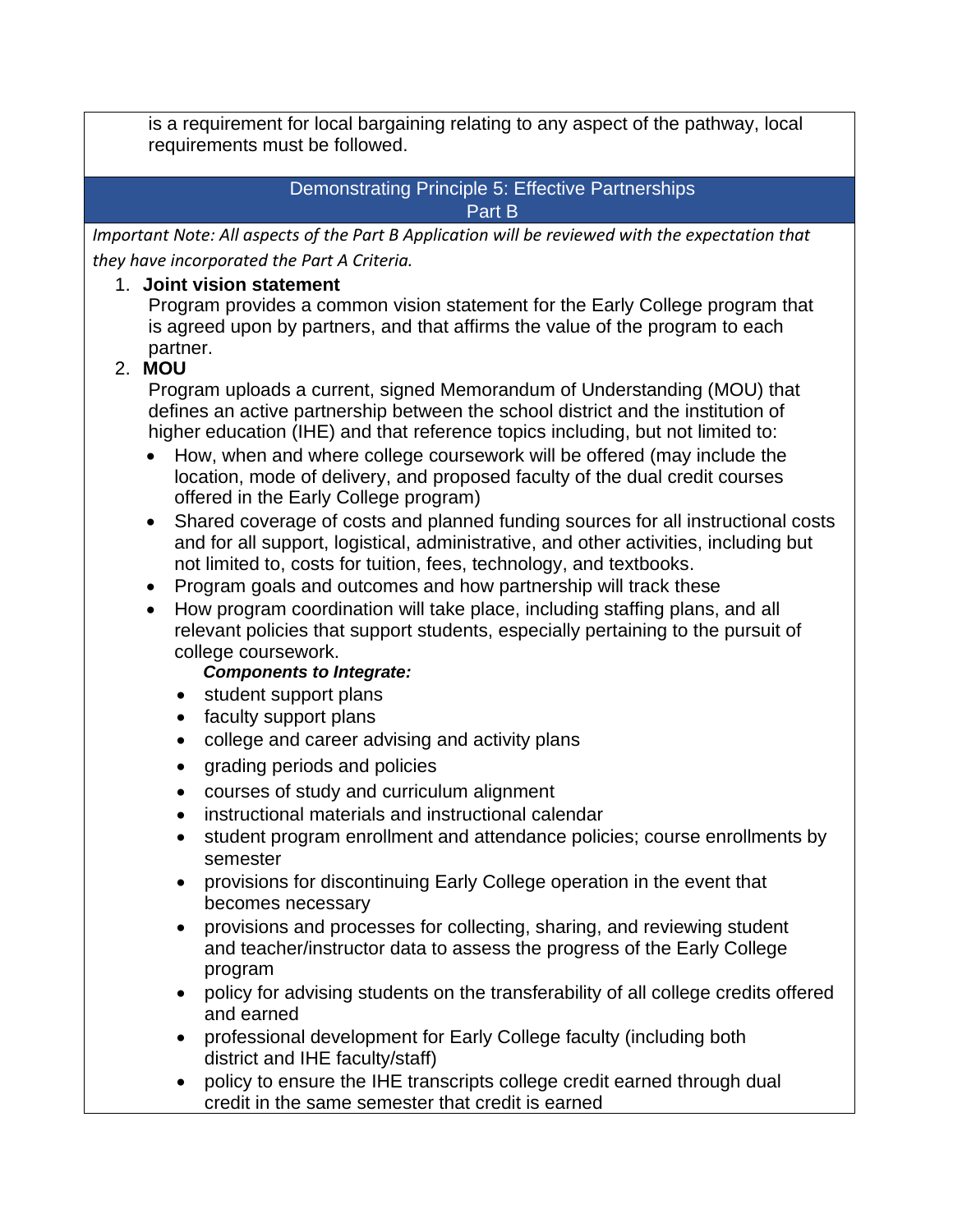is a requirement for local bargaining relating to any aspect of the pathway, local requirements must be followed.

## Demonstrating Principle 5: Effective Partnerships
## Part B

*Important Note: All aspects of the Part B Application will be reviewed with the expectation that they have incorporated the Part A Criteria.*

1. **Joint vision statement**
   Program provides a common vision statement for the Early College program that is agreed upon by partners, and that affirms the value of the program to each partner.
2. **MOU**
   Program uploads a current, signed Memorandum of Understanding (MOU) that defines an active partnership between the school district and the institution of higher education (IHE) and that reference topics including, but not limited to:
   - How, when and where college coursework will be offered (may include the location, mode of delivery, and proposed faculty of the dual credit courses offered in the Early College program)
   - Shared coverage of costs and planned funding sources for all instructional costs and for all support, logistical, administrative, and other activities, including but not limited to, costs for tuition, fees, technology, and textbooks.
   - Program goals and outcomes and how partnership will track these
   - How program coordination will take place, including staffing plans, and all relevant policies that support students, especially pertaining to the pursuit of college coursework.

     ***Components to Integrate:***
     - student support plans
     - faculty support plans
     - college and career advising and activity plans
     - grading periods and policies
     - courses of study and curriculum alignment
     - instructional materials and instructional calendar
     - student program enrollment and attendance policies; course enrollments by semester
     - provisions for discontinuing Early College operation in the event that becomes necessary
     - provisions and processes for collecting, sharing, and reviewing student and teacher/instructor data to assess the progress of the Early College program
     - policy for advising students on the transferability of all college credits offered and earned
     - professional development for Early College faculty (including both district and IHE faculty/staff)
     - policy to ensure the IHE transcripts college credit earned through dual credit in the same semester that credit is earned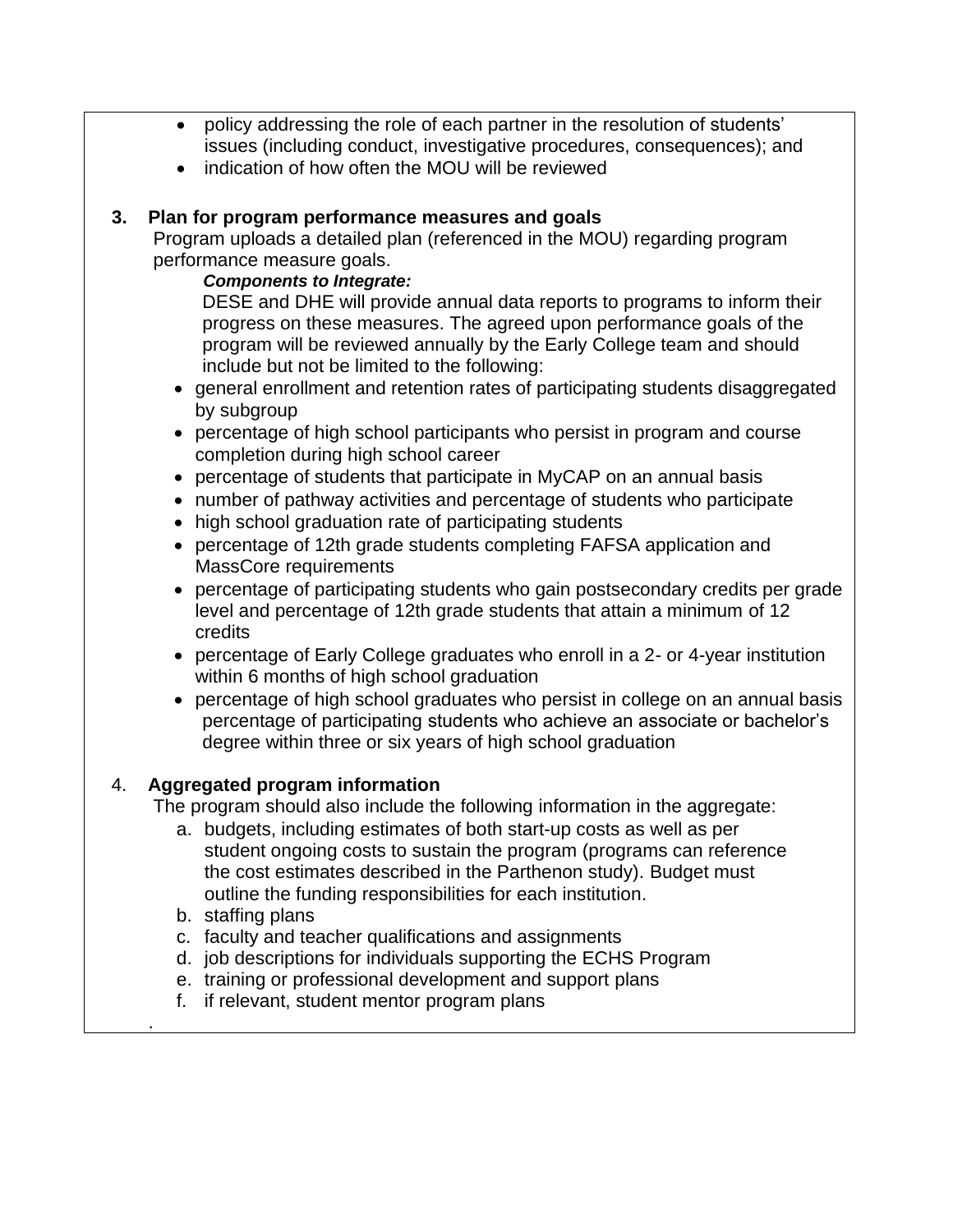- policy addressing the role of each partner in the resolution of students' issues (including conduct, investigative procedures, consequences); and
- indication of how often the MOU will be reviewed

**3. Plan for program performance measures and goals**

Program uploads a detailed plan (referenced in the MOU) regarding program performance measure goals.

***Components to Integrate:***

DESE and DHE will provide annual data reports to programs to inform their progress on these measures. The agreed upon performance goals of the program will be reviewed annually by the Early College team and should include but not be limited to the following:

- general enrollment and retention rates of participating students disaggregated by subgroup
- percentage of high school participants who persist in program and course completion during high school career
- percentage of students that participate in MyCAP on an annual basis
- number of pathway activities and percentage of students who participate
- high school graduation rate of participating students
- percentage of 12th grade students completing FAFSA application and MassCore requirements
- percentage of participating students who gain postsecondary credits per grade level and percentage of 12th grade students that attain a minimum of 12 credits
- percentage of Early College graduates who enroll in a 2- or 4-year institution within 6 months of high school graduation
- percentage of high school graduates who persist in college on an annual basis percentage of participating students who achieve an associate or bachelor's degree within three or six years of high school graduation

4. **Aggregated program information**

The program should also include the following information in the aggregate:

a. budgets, including estimates of both start-up costs as well as per student ongoing costs to sustain the program (programs can reference the cost estimates described in the Parthenon study). Budget must outline the funding responsibilities for each institution.
b. staffing plans
c. faculty and teacher qualifications and assignments
d. job descriptions for individuals supporting the ECHS Program
e. training or professional development and support plans
f. if relevant, student mentor program plans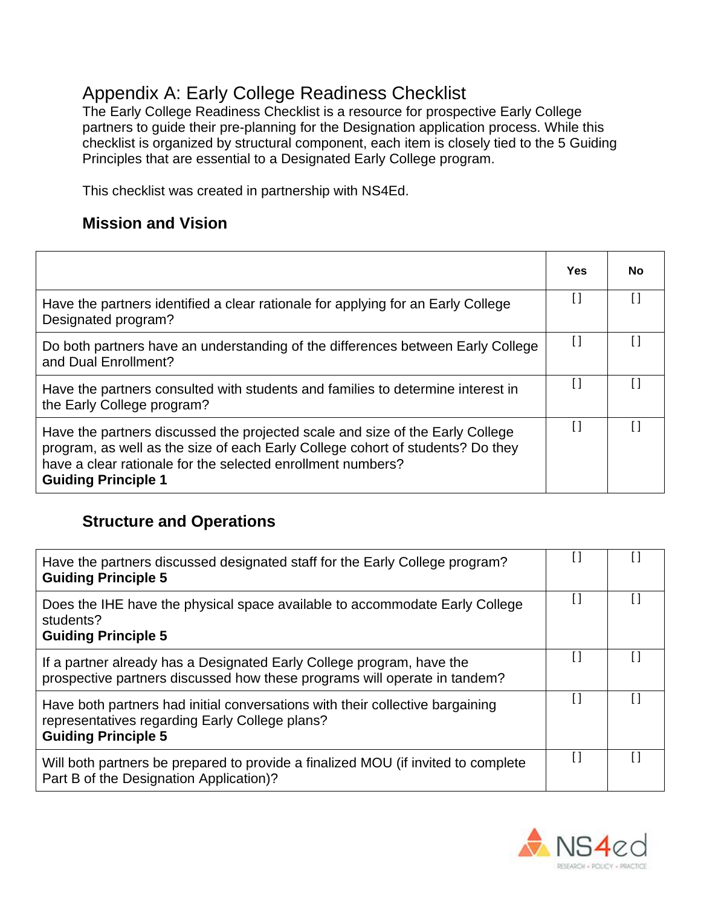# Appendix A: Early College Readiness Checklist

The Early College Readiness Checklist is a resource for prospective Early College partners to guide their pre-planning for the Designation application process. While this checklist is organized by structural component, each item is closely tied to the 5 Guiding Principles that are essential to a Designated Early College program.

This checklist was created in partnership with NS4Ed.

### Mission and Vision

| | Yes | No |
|---|---|---|
| Have the partners identified a clear rationale for applying for an Early College Designated program? | [] | [] |
| Do both partners have an understanding of the differences between Early College and Dual Enrollment? | [] | [] |
| Have the partners consulted with students and families to determine interest in the Early College program? | [] | [] |
| Have the partners discussed the projected scale and size of the Early College program, as well as the size of each Early College cohort of students? Do they have a clear rationale for the selected enrollment numbers? **Guiding Principle 1** | [] | [] |

### Structure and Operations

| | | |
|---|---|---|
| Have the partners discussed designated staff for the Early College program? **Guiding Principle 5** | [] | [] |
| Does the IHE have the physical space available to accommodate Early College students? **Guiding Principle 5** | [] | [] |
| If a partner already has a Designated Early College program, have the prospective partners discussed how these programs will operate in tandem? | [] | [] |
| Have both partners had initial conversations with their collective bargaining representatives regarding Early College plans? **Guiding Principle 5** | [] | [] |
| Will both partners be prepared to provide a finalized MOU (if invited to complete Part B of the Designation Application)? | [] | [] |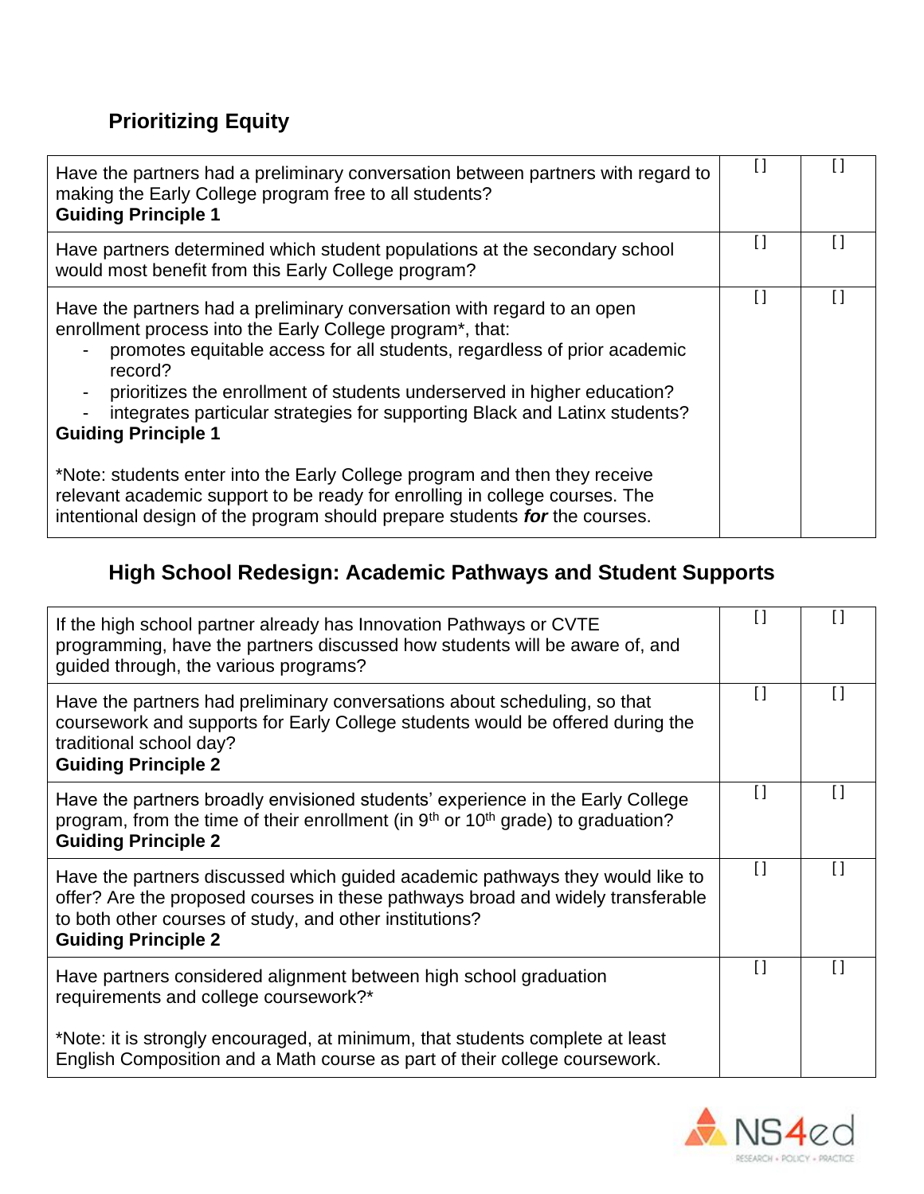## Prioritizing Equity

| | | |
|---|---|---|
| Have the partners had a preliminary conversation between partners with regard to making the Early College program free to all students?<br>**Guiding Principle 1** | [] | [] |
| Have partners determined which student populations at the secondary school would most benefit from this Early College program? | [] | [] |
| Have the partners had a preliminary conversation with regard to an open enrollment process into the Early College program*, that:<br>- promotes equitable access for all students, regardless of prior academic record?<br>- prioritizes the enrollment of students underserved in higher education?<br>- integrates particular strategies for supporting Black and Latinx students?<br>**Guiding Principle 1**<br><br>*Note: students enter into the Early College program and then they receive relevant academic support to be ready for enrolling in college courses. The intentional design of the program should prepare students ***for*** the courses. | [] | [] |

## High School Redesign: Academic Pathways and Student Supports

| | | |
|---|---|---|
| If the high school partner already has Innovation Pathways or CVTE programming, have the partners discussed how students will be aware of, and guided through, the various programs? | [] | [] |
| Have the partners had preliminary conversations about scheduling, so that coursework and supports for Early College students would be offered during the traditional school day?<br>**Guiding Principle 2** | [] | [] |
| Have the partners broadly envisioned students' experience in the Early College program, from the time of their enrollment (in 9th or 10th grade) to graduation?<br>**Guiding Principle 2** | [] | [] |
| Have the partners discussed which guided academic pathways they would like to offer? Are the proposed courses in these pathways broad and widely transferable to both other courses of study, and other institutions?<br>**Guiding Principle 2** | [] | [] |
| Have partners considered alignment between high school graduation requirements and college coursework?*<br><br>*Note: it is strongly encouraged, at minimum, that students complete at least English Composition and a Math course as part of their college coursework. | [] | [] |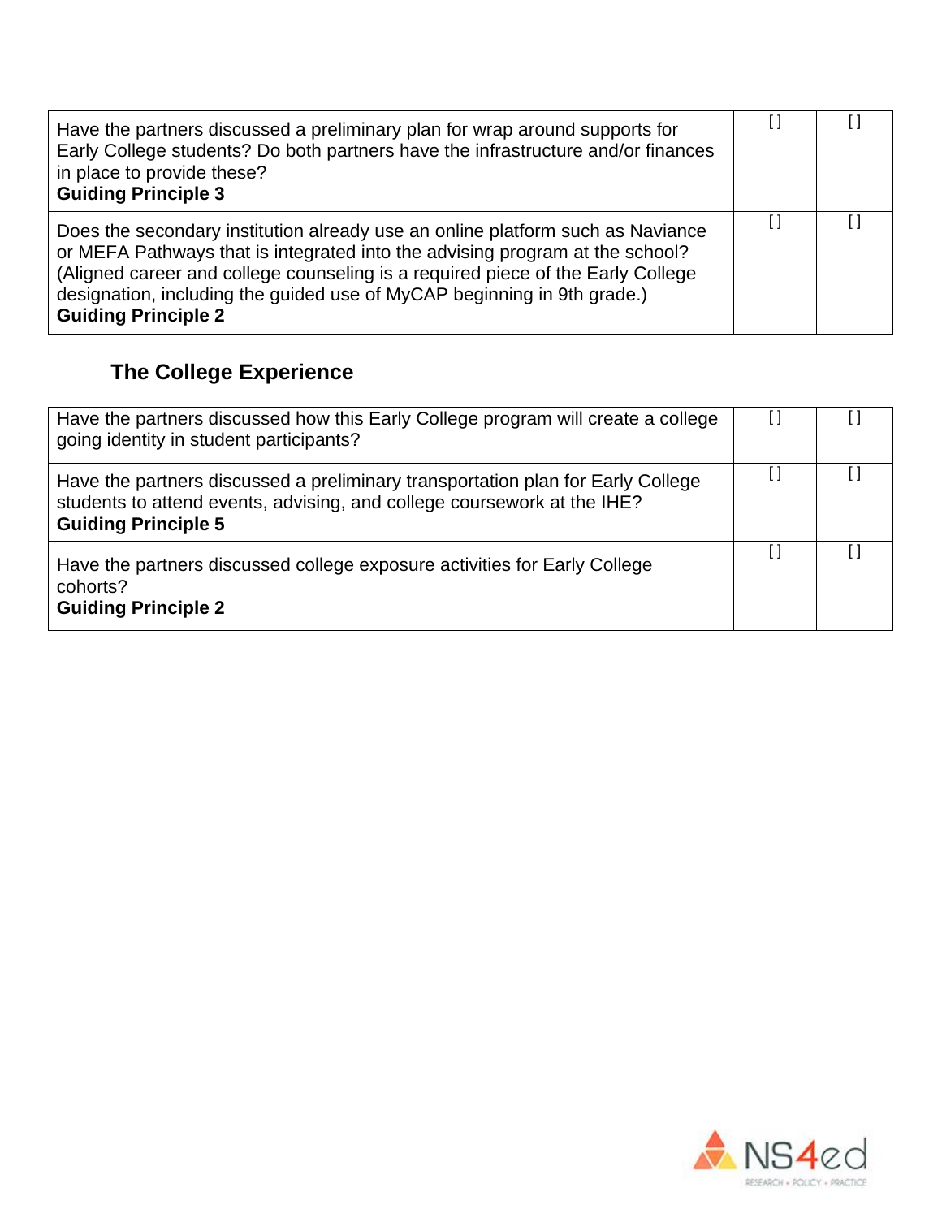| | | |
|---|---|---|
| Have the partners discussed a preliminary plan for wrap around supports for Early College students? Do both partners have the infrastructure and/or finances in place to provide these?<br>**Guiding Principle 3** | [ ] | [ ] |
| Does the secondary institution already use an online platform such as Naviance or MEFA Pathways that is integrated into the advising program at the school? (Aligned career and college counseling is a required piece of the Early College designation, including the guided use of MyCAP beginning in 9th grade.)<br>**Guiding Principle 2** | [ ] | [ ] |

### The College Experience

| | | |
|---|---|---|
| Have the partners discussed how this Early College program will create a college going identity in student participants? | [ ] | [ ] |
| Have the partners discussed a preliminary transportation plan for Early College students to attend events, advising, and college coursework at the IHE?<br>**Guiding Principle 5** | [ ] | [ ] |
| Have the partners discussed college exposure activities for Early College cohorts?<br>**Guiding Principle 2** | [ ] | [ ] |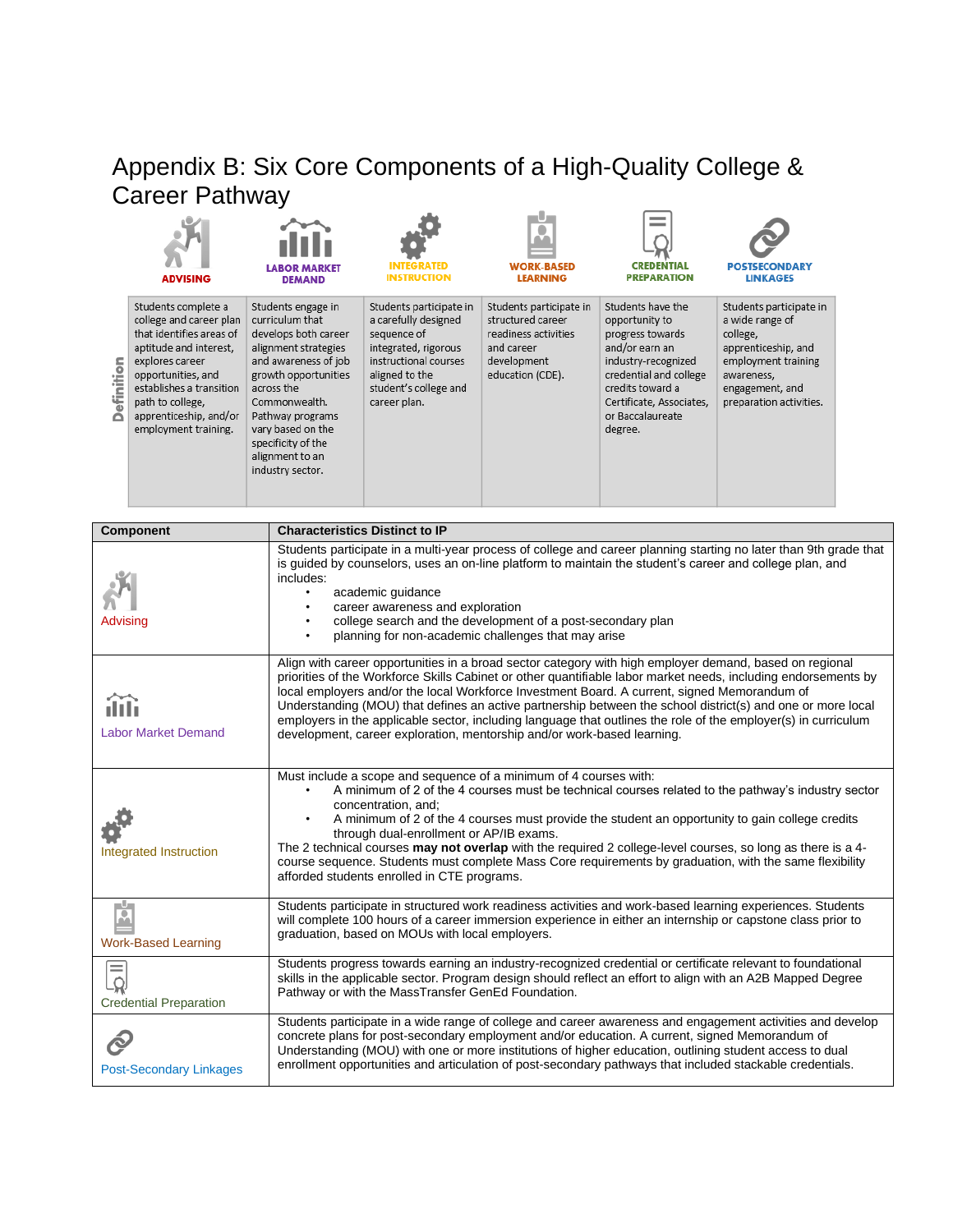# Appendix B: Six Core Components of a High-Quality College & Career Pathway

| | ADVISING | LABOR MARKET DEMAND | INTEGRATED INSTRUCTION | WORK-BASED LEARNING | CREDENTIAL PREPARATION | POSTSECONDARY LINKAGES |
|---|---|---|---|---|---|---|
| Definition | Students complete a college and career plan that identifies areas of aptitude and interest, explores career opportunities, and establishes a transition path to college, apprenticeship, and/or employment training. | Students engage in curriculum that develops both career alignment strategies and awareness of job growth opportunities across the Commonwealth. Pathway programs vary based on the specificity of the alignment to an industry sector. | Students participate in a carefully designed sequence of integrated, rigorous instructional courses aligned to the student's college and career plan. | Students participate in structured career readiness activities and career development education (CDE). | Students have the opportunity to progress towards and/or earn an industry-recognized credential and college credits toward a Certificate, Associates, or Baccalaureate degree. | Students participate in a wide range of college, apprenticeship, and employment training awareness, engagement, and preparation activities. |

| Component | Characteristics Distinct to IP |
|---|---|
| Advising | Students participate in a multi-year process of college and career planning starting no later than 9th grade that is guided by counselors, uses an on-line platform to maintain the student's career and college plan, and includes:<br>• academic guidance<br>• career awareness and exploration<br>• college search and the development of a post-secondary plan<br>• planning for non-academic challenges that may arise |
| Labor Market Demand | Align with career opportunities in a broad sector category with high employer demand, based on regional priorities of the Workforce Skills Cabinet or other quantifiable labor market needs, including endorsements by local employers and/or the local Workforce Investment Board. A current, signed Memorandum of Understanding (MOU) that defines an active partnership between the school district(s) and one or more local employers in the applicable sector, including language that outlines the role of the employer(s) in curriculum development, career exploration, mentorship and/or work-based learning. |
| Integrated Instruction | Must include a scope and sequence of a minimum of 4 courses with:<br>• A minimum of 2 of the 4 courses must be technical courses related to the pathway's industry sector concentration, and;<br>• A minimum of 2 of the 4 courses must provide the student an opportunity to gain college credits through dual-enrollment or AP/IB exams.<br>The 2 technical courses **may not overlap** with the required 2 college-level courses, so long as there is a 4-course sequence. Students must complete Mass Core requirements by graduation, with the same flexibility afforded students enrolled in CTE programs. |
| Work-Based Learning | Students participate in structured work readiness activities and work-based learning experiences. Students will complete 100 hours of a career immersion experience in either an internship or capstone class prior to graduation, based on MOUs with local employers. |
| Credential Preparation | Students progress towards earning an industry-recognized credential or certificate relevant to foundational skills in the applicable sector. Program design should reflect an effort to align with an A2B Mapped Degree Pathway or with the MassTransfer GenEd Foundation. |
| Post-Secondary Linkages | Students participate in a wide range of college and career awareness and engagement activities and develop concrete plans for post-secondary employment and/or education. A current, signed Memorandum of Understanding (MOU) with one or more institutions of higher education, outlining student access to dual enrollment opportunities and articulation of post-secondary pathways that included stackable credentials. |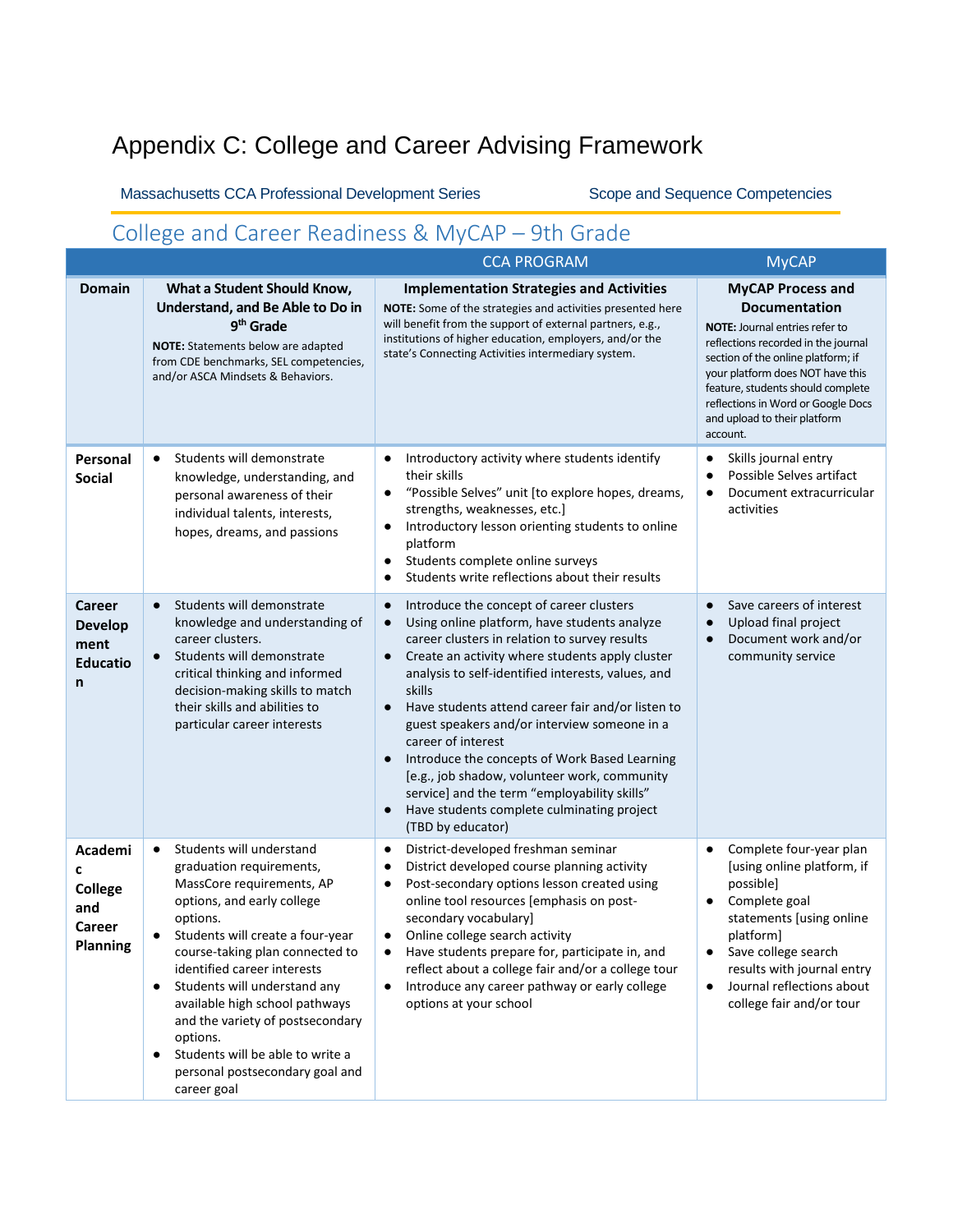# Appendix C: College and Career Advising Framework

Massachusetts CCA Professional Development Series | Scope and Sequence Competencies

## College and Career Readiness & MyCAP – 9th Grade

| | CCA PROGRAM | | MyCAP |
|---|---|---|---|
| **Domain** | **What a Student Should Know, Understand, and Be Able to Do in 9th Grade**<br>**NOTE:** Statements below are adapted from CDE benchmarks, SEL competencies, and/or ASCA Mindsets & Behaviors. | **Implementation Strategies and Activities**<br>**NOTE:** Some of the strategies and activities presented here will benefit from the support of external partners, e.g., institutions of higher education, employers, and/or the state's Connecting Activities intermediary system. | **MyCAP Process and Documentation**<br>**NOTE:** Journal entries refer to reflections recorded in the journal section of the online platform; if your platform does NOT have this feature, students should complete reflections in Word or Google Docs and upload to their platform account. |
| **Personal Social** | • Students will demonstrate knowledge, understanding, and personal awareness of their individual talents, interests, hopes, dreams, and passions | • Introductory activity where students identify their skills<br>• "Possible Selves" unit [to explore hopes, dreams, strengths, weaknesses, etc.]<br>• Introductory lesson orienting students to online platform<br>• Students complete online surveys<br>• Students write reflections about their results | • Skills journal entry<br>• Possible Selves artifact<br>• Document extracurricular activities |
| **Career Development Education** | • Students will demonstrate knowledge and understanding of career clusters.<br>• Students will demonstrate critical thinking and informed decision-making skills to match their skills and abilities to particular career interests | • Introduce the concept of career clusters<br>• Using online platform, have students analyze career clusters in relation to survey results<br>• Create an activity where students apply cluster analysis to self-identified interests, values, and skills<br>• Have students attend career fair and/or listen to guest speakers and/or interview someone in a career of interest<br>• Introduce the concepts of Work Based Learning [e.g., job shadow, volunteer work, community service] and the term "employability skills"<br>• Have students complete culminating project (TBD by educator) | • Save careers of interest<br>• Upload final project<br>• Document work and/or community service |
| **Academic College and Career Planning** | • Students will understand graduation requirements, MassCore requirements, AP options, and early college options.<br>• Students will create a four-year course-taking plan connected to identified career interests<br>• Students will understand any available high school pathways and the variety of postsecondary options.<br>• Students will be able to write a personal postsecondary goal and career goal | • District-developed freshman seminar<br>• District developed course planning activity<br>• Post-secondary options lesson created using online tool resources [emphasis on post-secondary vocabulary]<br>• Online college search activity<br>• Have students prepare for, participate in, and reflect about a college fair and/or a college tour<br>• Introduce any career pathway or early college options at your school | • Complete four-year plan [using online platform, if possible]<br>• Complete goal statements [using online platform]<br>• Save college search results with journal entry<br>• Journal reflections about college fair and/or tour |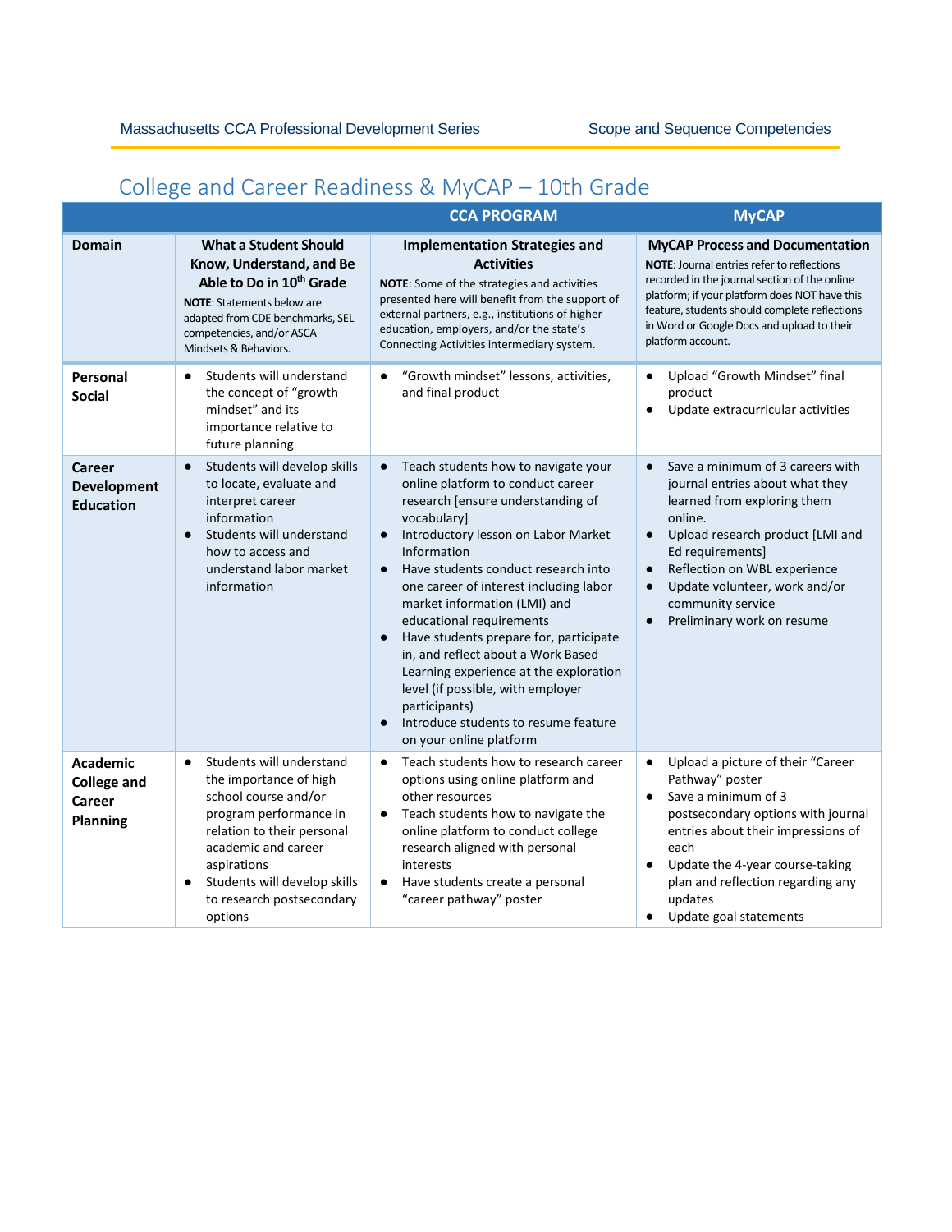# College and Career Readiness & MyCAP – 10th Grade

| | | CCA PROGRAM | MyCAP |
|---|---|---|---|
| **Domain** | **What a Student Should Know, Understand, and Be Able to Do in 10th Grade**<br>**NOTE**: Statements below are adapted from CDE benchmarks, SEL competencies, and/or ASCA Mindsets & Behaviors. | **Implementation Strategies and Activities**<br>**NOTE**: Some of the strategies and activities presented here will benefit from the support of external partners, e.g., institutions of higher education, employers, and/or the state's Connecting Activities intermediary system. | **MyCAP Process and Documentation**<br>**NOTE**: Journal entries refer to reflections recorded in the journal section of the online platform; if your platform does NOT have this feature, students should complete reflections in Word or Google Docs and upload to their platform account. |
| **Personal Social** | • Students will understand the concept of "growth mindset" and its importance relative to future planning | • "Growth mindset" lessons, activities, and final product | • Upload "Growth Mindset" final product<br>• Update extracurricular activities |
| **Career Development Education** | • Students will develop skills to locate, evaluate and interpret career information<br>• Students will understand how to access and understand labor market information | • Teach students how to navigate your online platform to conduct career research [ensure understanding of vocabulary]<br>• Introductory lesson on Labor Market Information<br>• Have students conduct research into one career of interest including labor market information (LMI) and educational requirements<br>• Have students prepare for, participate in, and reflect about a Work Based Learning experience at the exploration level (if possible, with employer participants)<br>• Introduce students to resume feature on your online platform | • Save a minimum of 3 careers with journal entries about what they learned from exploring them online.<br>• Upload research product [LMI and Ed requirements]<br>• Reflection on WBL experience<br>• Update volunteer, work and/or community service<br>• Preliminary work on resume |
| **Academic College and Career Planning** | • Students will understand the importance of high school course and/or program performance in relation to their personal academic and career aspirations<br>• Students will develop skills to research postsecondary options | • Teach students how to research career options using online platform and other resources<br>• Teach students how to navigate the online platform to conduct college research aligned with personal interests<br>• Have students create a personal "career pathway" poster | • Upload a picture of their "Career Pathway" poster<br>• Save a minimum of 3 postsecondary options with journal entries about their impressions of each<br>• Update the 4-year course-taking plan and reflection regarding any updates<br>• Update goal statements |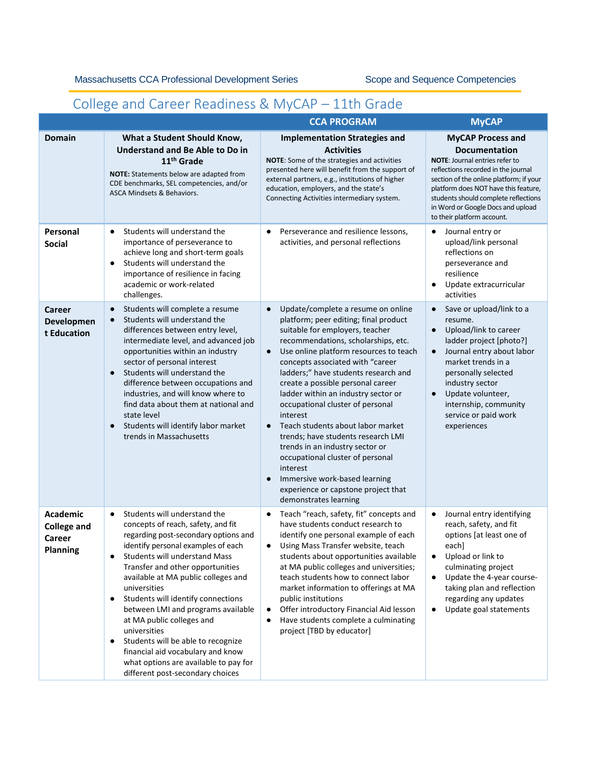## College and Career Readiness & MyCAP – 11th Grade

| | | CCA PROGRAM | MyCAP |
|---|---|---|---|
| **Domain** | **What a Student Should Know, Understand and Be Able to Do in 11th Grade**<br>**NOTE:** Statements below are adapted from CDE benchmarks, SEL competencies, and/or ASCA Mindsets & Behaviors. | **Implementation Strategies and Activities**<br>**NOTE**: Some of the strategies and activities presented here will benefit from the support of external partners, e.g., institutions of higher education, employers, and the state's Connecting Activities intermediary system. | **MyCAP Process and Documentation**<br>**NOTE**: Journal entries refer to reflections recorded in the journal section of the online platform; if your platform does NOT have this feature, students should complete reflections in Word or Google Docs and upload to their platform account. |
| **Personal Social** | • Students will understand the importance of perseverance to achieve long and short-term goals<br>• Students will understand the importance of resilience in facing academic or work-related challenges. | • Perseverance and resilience lessons, activities, and personal reflections | • Journal entry or upload/link personal reflections on perseverance and resilience<br>• Update extracurricular activities |
| **Career Development Education** | • Students will complete a resume<br>• Students will understand the differences between entry level, intermediate level, and advanced job opportunities within an industry sector of personal interest<br>• Students will understand the difference between occupations and industries, and will know where to find data about them at national and state level<br>• Students will identify labor market trends in Massachusetts | • Update/complete a resume on online platform; peer editing; teacher suitable for employers, teacher recommendations, scholarships, etc.<br>• Use online platform resources to teach concepts associated with "career ladders;" have students research and create a possible personal career ladder within an industry sector or occupational cluster of personal interest<br>• Teach students about labor market trends; have students research LMI trends in an industry sector or occupational cluster of personal interest<br>• Immersive work-based learning experience or capstone project that demonstrates learning | • Save or upload/link to a resume.<br>• Upload/link to career ladder project [photo?]<br>• Journal entry about labor market trends in a personally selected industry sector<br>• Update volunteer, internship, community service or paid work experiences |
| **Academic College and Career Planning** | • Students will understand the concepts of reach, safety, and fit regarding post-secondary options and identify personal examples of each<br>• Students will understand Mass Transfer and other opportunities available at MA public colleges and universities<br>• Students will identify connections between LMI and programs available at MA public colleges and universities<br>• Students will be able to recognize financial aid vocabulary and know what options are available to pay for different post-secondary choices | • Teach "reach, safety, fit" concepts and have students conduct research to identify one personal example of each<br>• Using Mass Transfer website, teach students about opportunities available at MA public colleges and universities; teach students how to connect labor market information to offerings at MA public institutions<br>• Offer introductory Financial Aid lesson<br>• Have students complete a culminating project [TBD by educator] | • Journal entry identifying reach, safety, and fit options [at least one of each]<br>• Upload or link to culminating project<br>• Update the 4-year course-taking plan and reflection regarding any updates<br>• Update goal statements |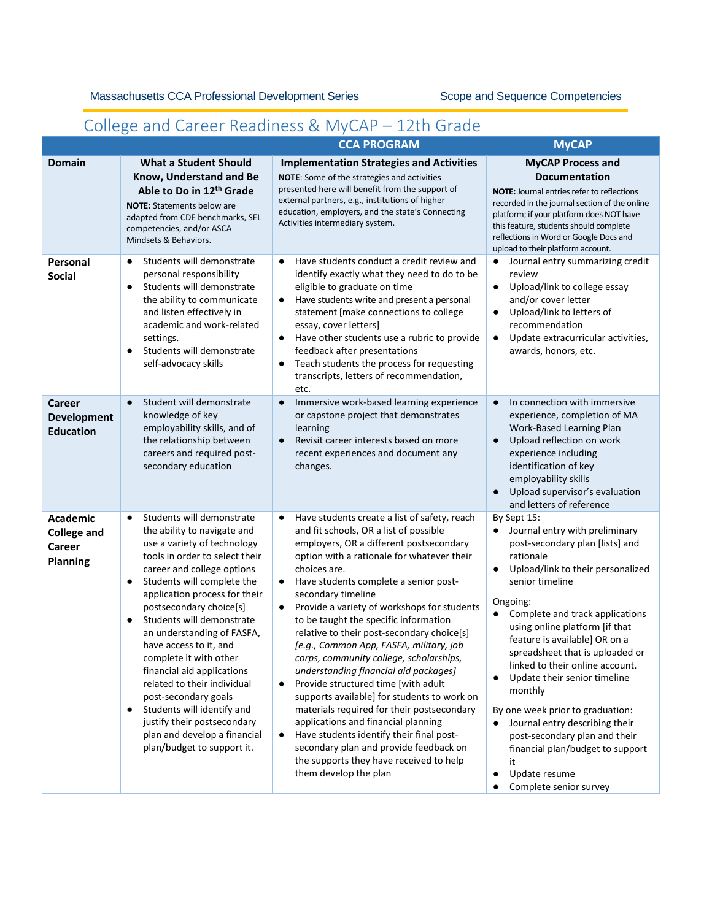# College and Career Readiness & MyCAP – 12th Grade

| | CCA PROGRAM | | MyCAP |
|---|---|---|---|
| **Domain** | **What a Student Should Know, Understand and Be Able to Do in 12th Grade** **NOTE:** Statements below are adapted from CDE benchmarks, SEL competencies, and/or ASCA Mindsets & Behaviors. | **Implementation Strategies and Activities** **NOTE**: Some of the strategies and activities presented here will benefit from the support of external partners, e.g., institutions of higher education, employers, and the state's Connecting Activities intermediary system. | **MyCAP Process and Documentation** **NOTE:** Journal entries refer to reflections recorded in the journal section of the online platform; if your platform does NOT have this feature, students should complete reflections in Word or Google Docs and upload to their platform account. |
| **Personal Social** | • Students will demonstrate personal responsibility<br>• Students will demonstrate the ability to communicate and listen effectively in academic and work-related settings.<br>• Students will demonstrate self-advocacy skills | • Have students conduct a credit review and identify exactly what they need to do to be eligible to graduate on time<br>• Have students write and present a personal statement [make connections to college essay, cover letters]<br>• Have other students use a rubric to provide feedback after presentations<br>• Teach students the process for requesting transcripts, letters of recommendation, etc. | • Journal entry summarizing credit review<br>• Upload/link to college essay and/or cover letter<br>• Upload/link to letters of recommendation<br>• Update extracurricular activities, awards, honors, etc. |
| **Career Development Education** | • Student will demonstrate knowledge of key employability skills, and of the relationship between careers and required post-secondary education | • Immersive work-based learning experience or capstone project that demonstrates learning<br>• Revisit career interests based on more recent experiences and document any changes. | • In connection with immersive experience, completion of MA Work-Based Learning Plan<br>• Upload reflection on work experience including identification of key employability skills<br>• Upload supervisor's evaluation and letters of reference |
| **Academic College and Career Planning** | • Students will demonstrate the ability to navigate and use a variety of technology tools in order to select their career and college options<br>• Students will complete the application process for their postsecondary choice[s]<br>• Students will demonstrate an understanding of FASFA, have access to it, and complete it with other financial aid applications related to their individual post-secondary goals<br>• Students will identify and justify their postsecondary plan and develop a financial plan/budget to support it. | • Have students create a list of safety, reach and fit schools, OR a list of possible employers, OR a different postsecondary option with a rationale for whatever their choices are.<br>• Have students complete a senior post-secondary timeline<br>• Provide a variety of workshops for students to be taught the specific information relative to their post-secondary choice[s] *[e.g., Common App, FASFA, military, job corps, community college, scholarships, understanding financial aid packages]*<br>• Provide structured time [with adult supports available] for students to work on materials required for their postsecondary applications and financial planning<br>• Have students identify their final post-secondary plan and provide feedback on the supports they have received to help them develop the plan | By Sept 15:<br>• Journal entry with preliminary post-secondary plan [lists] and rationale<br>• Upload/link to their personalized senior timeline<br><br>Ongoing:<br>• Complete and track applications using online platform [if that feature is available] OR on a spreadsheet that is uploaded or linked to their online account.<br>• Update their senior timeline monthly<br><br>By one week prior to graduation:<br>• Journal entry describing their post-secondary plan and their financial plan/budget to support it<br>• Update resume<br>• Complete senior survey |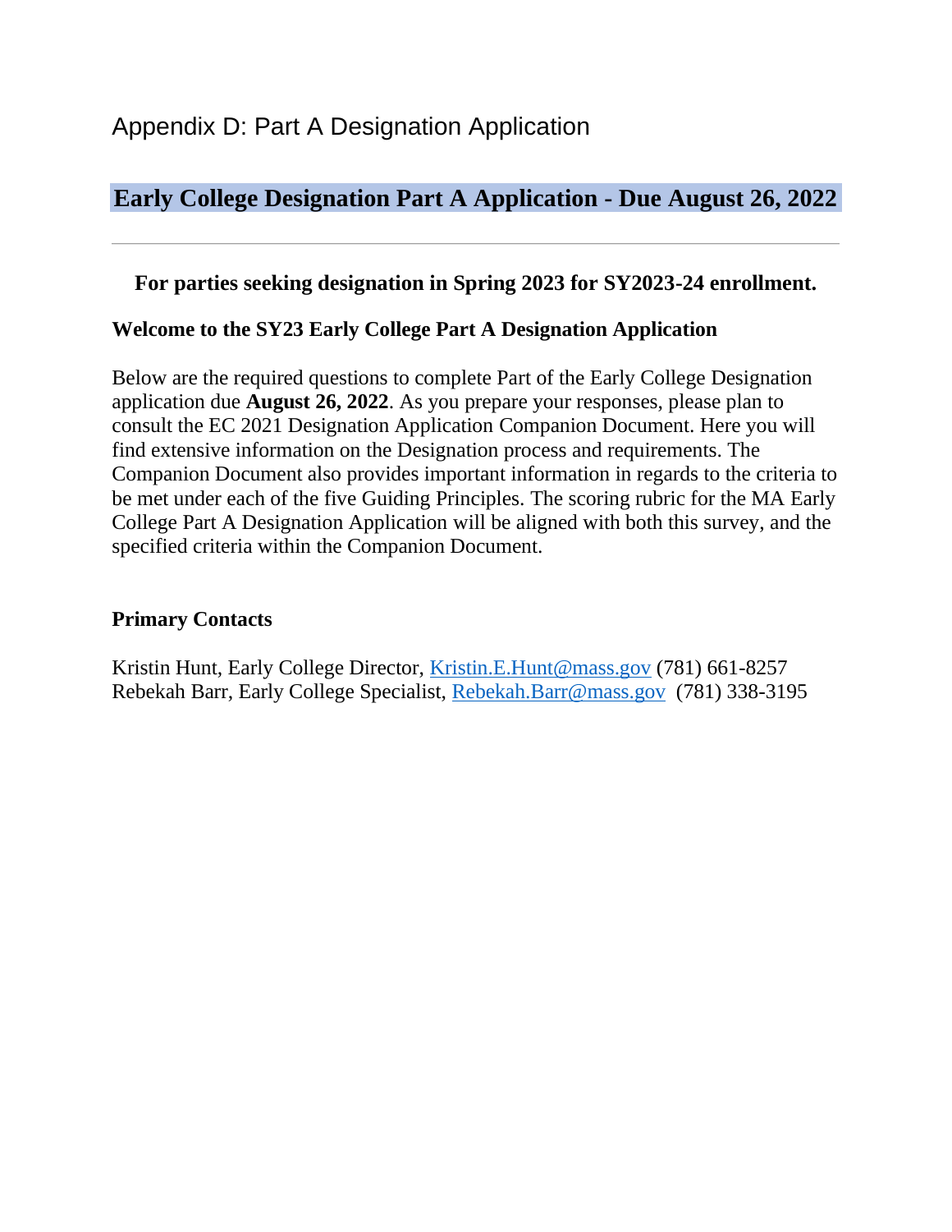# Appendix D: Part A Designation Application

## Early College Designation Part A Application - Due August 26, 2022

---

**For parties seeking designation in Spring 2023 for SY2023-24 enrollment.**

**Welcome to the SY23 Early College Part A Designation Application**

Below are the required questions to complete Part of the Early College Designation application due **August 26, 2022**. As you prepare your responses, please plan to consult the EC 2021 Designation Application Companion Document. Here you will find extensive information on the Designation process and requirements. The Companion Document also provides important information in regards to the criteria to be met under each of the five Guiding Principles. The scoring rubric for the MA Early College Part A Designation Application will be aligned with both this survey, and the specified criteria within the Companion Document.

**Primary Contacts**

Kristin Hunt, Early College Director, Kristin.E.Hunt@mass.gov (781) 661-8257
Rebekah Barr, Early College Specialist, Rebekah.Barr@mass.gov (781) 338-3195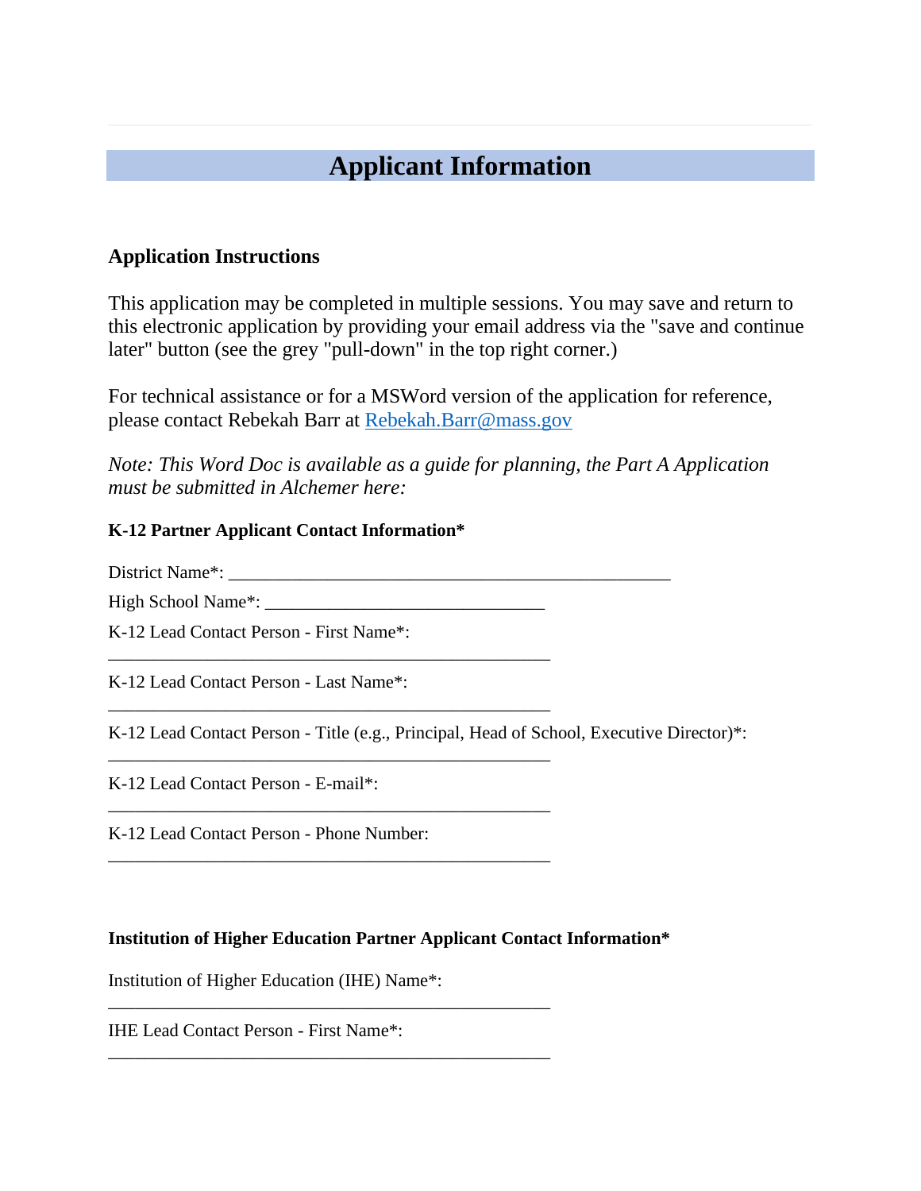# Applicant Information

### Application Instructions

This application may be completed in multiple sessions. You may save and return to this electronic application by providing your email address via the "save and continue later" button (see the grey "pull-down" in the top right corner.)

For technical assistance or for a MSWord version of the application for reference, please contact Rebekah Barr at Rebekah.Barr@mass.gov

*Note: This Word Doc is available as a guide for planning, the Part A Application must be submitted in Alchemer here:*

**K-12 Partner Applicant Contact Information***

District Name*: ___________________________________________________

High School Name*: ________________________________

K-12 Lead Contact Person - First Name*:
___________________________________________________

K-12 Lead Contact Person - Last Name*:
___________________________________________________

K-12 Lead Contact Person - Title (e.g., Principal, Head of School, Executive Director)*:
___________________________________________________

K-12 Lead Contact Person - E-mail*:
___________________________________________________

K-12 Lead Contact Person - Phone Number:
___________________________________________________

**Institution of Higher Education Partner Applicant Contact Information***

Institution of Higher Education (IHE) Name*:
___________________________________________________

IHE Lead Contact Person - First Name*:
___________________________________________________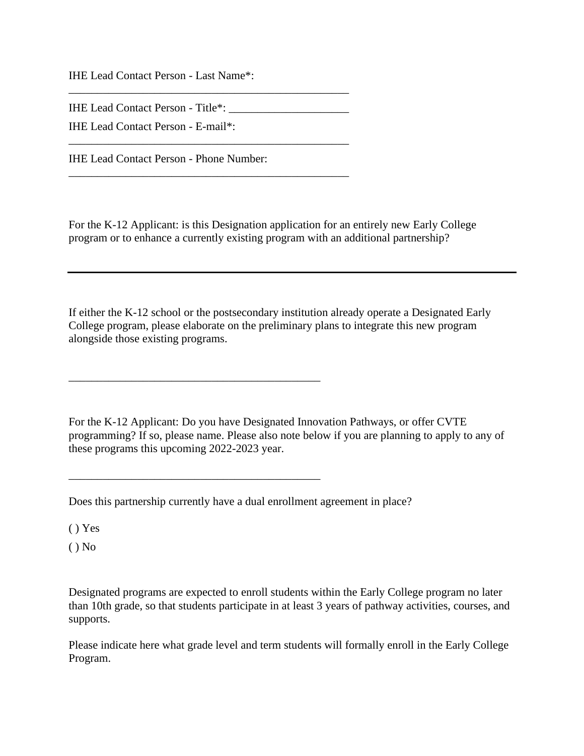IHE Lead Contact Person - Last Name*: __________________________________________________

IHE Lead Contact Person - Title*: _____________________

IHE Lead Contact Person - E-mail*: __________________________________________________

IHE Lead Contact Person - Phone Number: __________________________________________________

For the K-12 Applicant: is this Designation application for an entirely new Early College program or to enhance a currently existing program with an additional partnership?

---

If either the K-12 school or the postsecondary institution already operate a Designated Early College program, please elaborate on the preliminary plans to integrate this new program alongside those existing programs.

_____________________________________________

For the K-12 Applicant: Do you have Designated Innovation Pathways, or offer CVTE programming? If so, please name. Please also note below if you are planning to apply to any of these programs this upcoming 2022-2023 year.

_____________________________________________

Does this partnership currently have a dual enrollment agreement in place?

( ) Yes

( ) No

Designated programs are expected to enroll students within the Early College program no later than 10th grade, so that students participate in at least 3 years of pathway activities, courses, and supports.

Please indicate here what grade level and term students will formally enroll in the Early College Program.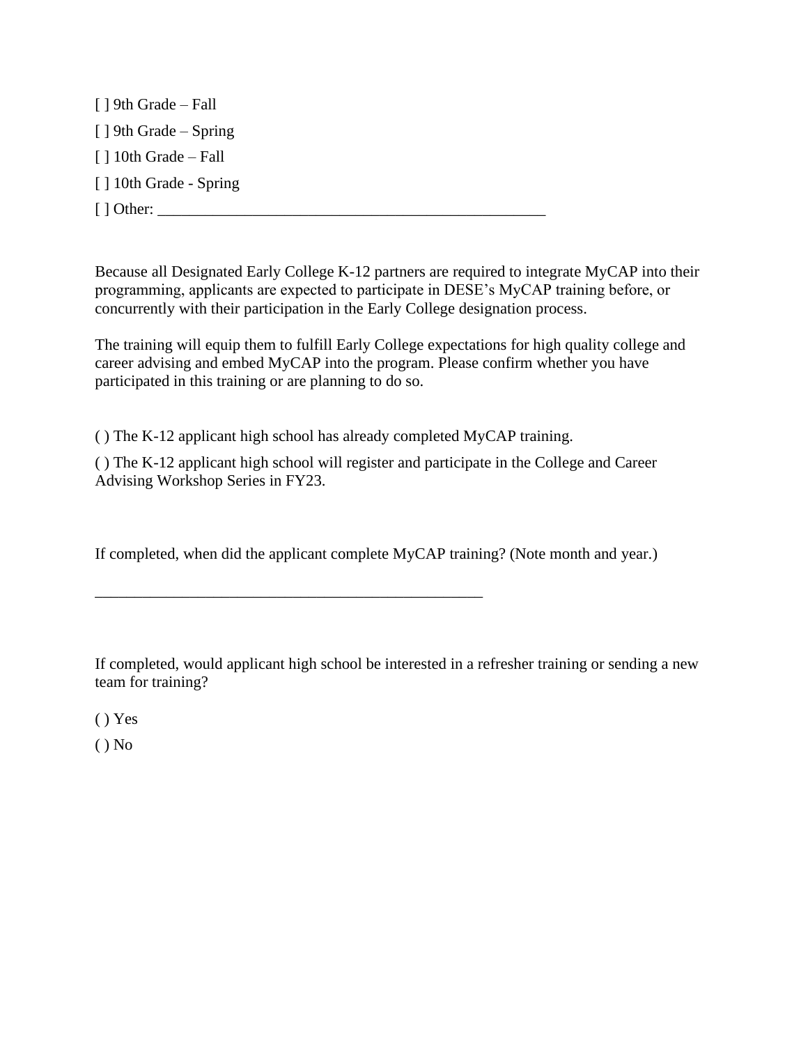[ ] 9th Grade – Fall

[ ] 9th Grade – Spring

[ ] 10th Grade – Fall

[ ] 10th Grade - Spring

[ ] Other: ___________________________________________________

Because all Designated Early College K-12 partners are required to integrate MyCAP into their programming, applicants are expected to participate in DESE's MyCAP training before, or concurrently with their participation in the Early College designation process.

The training will equip them to fulfill Early College expectations for high quality college and career advising and embed MyCAP into the program. Please confirm whether you have participated in this training or are planning to do so.

( ) The K-12 applicant high school has already completed MyCAP training.

( ) The K-12 applicant high school will register and participate in the College and Career Advising Workshop Series in FY23.

If completed, when did the applicant complete MyCAP training? (Note month and year.)

___________________________________________________

If completed, would applicant high school be interested in a refresher training or sending a new team for training?

( ) Yes

( ) No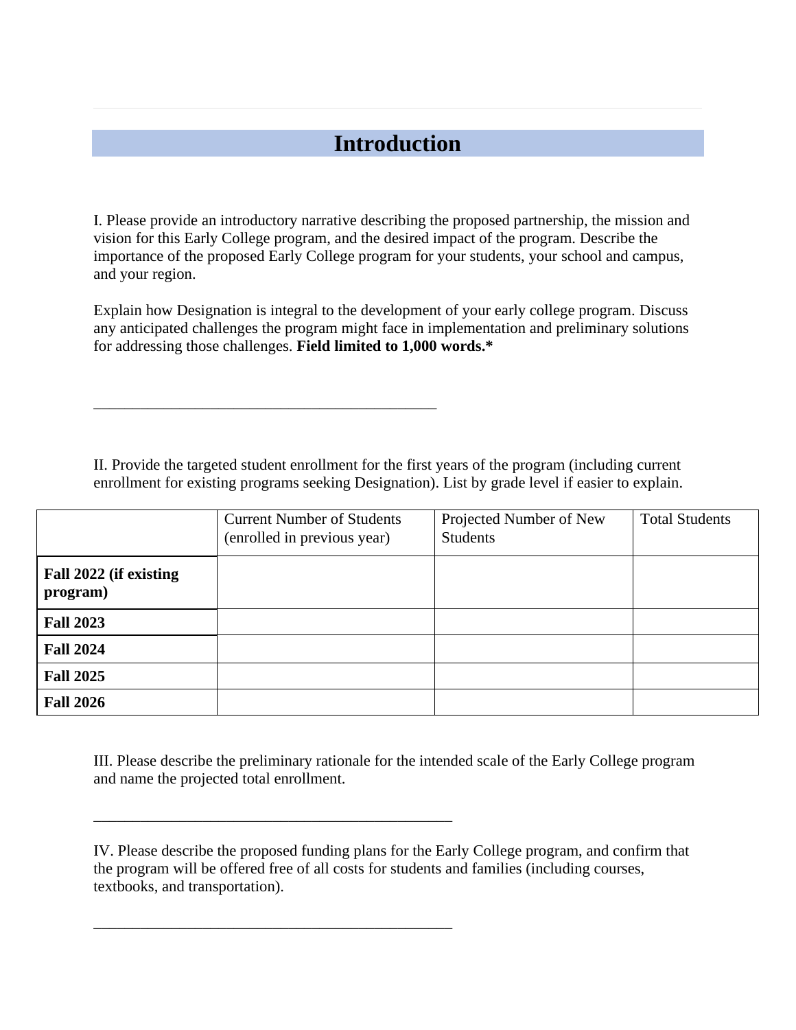# Introduction

I. Please provide an introductory narrative describing the proposed partnership, the mission and vision for this Early College program, and the desired impact of the program. Describe the importance of the proposed Early College program for your students, your school and campus, and your region.

Explain how Designation is integral to the development of your early college program. Discuss any anticipated challenges the program might face in implementation and preliminary solutions for addressing those challenges. **Field limited to 1,000 words.***

______________________________________________

II. Provide the targeted student enrollment for the first years of the program (including current enrollment for existing programs seeking Designation). List by grade level if easier to explain.

| | Current Number of Students (enrolled in previous year) | Projected Number of New Students | Total Students |
|---|---|---|---|
| **Fall 2022 (if existing program)** | | | |
| **Fall 2023** | | | |
| **Fall 2024** | | | |
| **Fall 2025** | | | |
| **Fall 2026** | | | |

III. Please describe the preliminary rationale for the intended scale of the Early College program and name the projected total enrollment.

________________________________________________

IV. Please describe the proposed funding plans for the Early College program, and confirm that the program will be offered free of all costs for students and families (including courses, textbooks, and transportation).

________________________________________________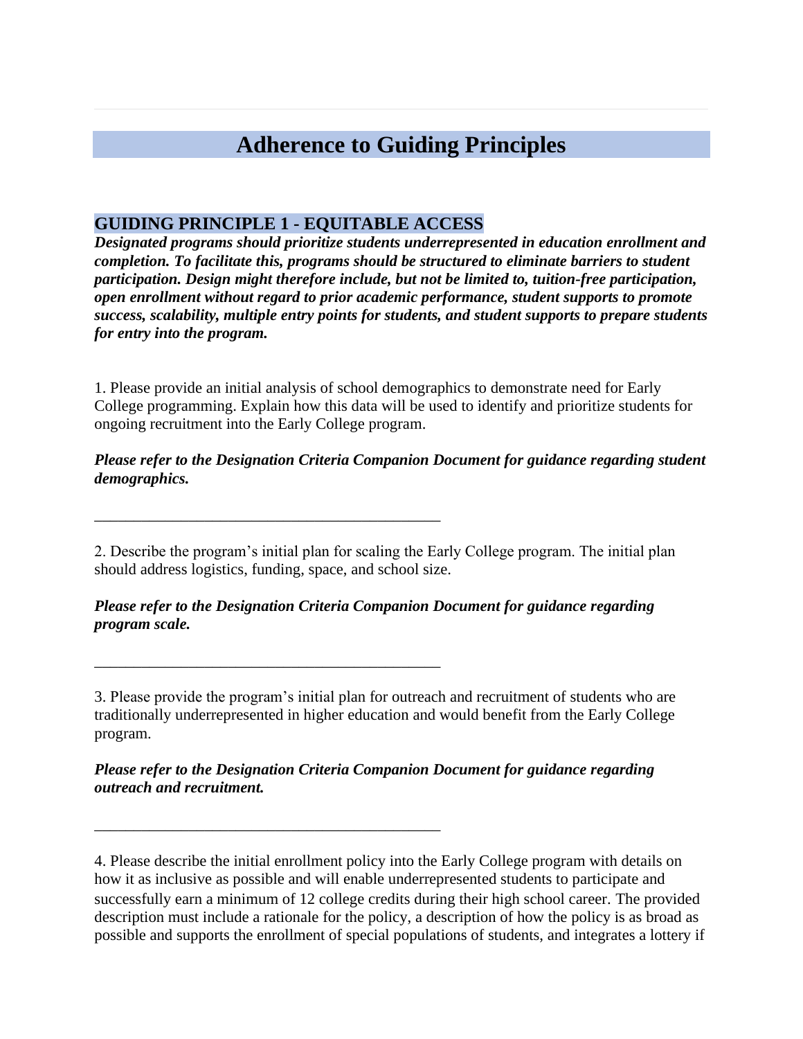# Adherence to Guiding Principles

## GUIDING PRINCIPLE 1 - EQUITABLE ACCESS

***Designated programs should prioritize students underrepresented in education enrollment and completion. To facilitate this, programs should be structured to eliminate barriers to student participation. Design might therefore include, but not be limited to, tuition-free participation, open enrollment without regard to prior academic performance, student supports to promote success, scalability, multiple entry points for students, and student supports to prepare students for entry into the program.***

1. Please provide an initial analysis of school demographics to demonstrate need for Early College programming. Explain how this data will be used to identify and prioritize students for ongoing recruitment into the Early College program.

***Please refer to the Designation Criteria Companion Document for guidance regarding student demographics.***

_____________________________________________

2. Describe the program's initial plan for scaling the Early College program. The initial plan should address logistics, funding, space, and school size.

***Please refer to the Designation Criteria Companion Document for guidance regarding program scale.***

_____________________________________________

3. Please provide the program's initial plan for outreach and recruitment of students who are traditionally underrepresented in higher education and would benefit from the Early College program.

***Please refer to the Designation Criteria Companion Document for guidance regarding outreach and recruitment.***

_____________________________________________

4. Please describe the initial enrollment policy into the Early College program with details on how it as inclusive as possible and will enable underrepresented students to participate and successfully earn a minimum of 12 college credits during their high school career. The provided description must include a rationale for the policy, a description of how the policy is as broad as possible and supports the enrollment of special populations of students, and integrates a lottery if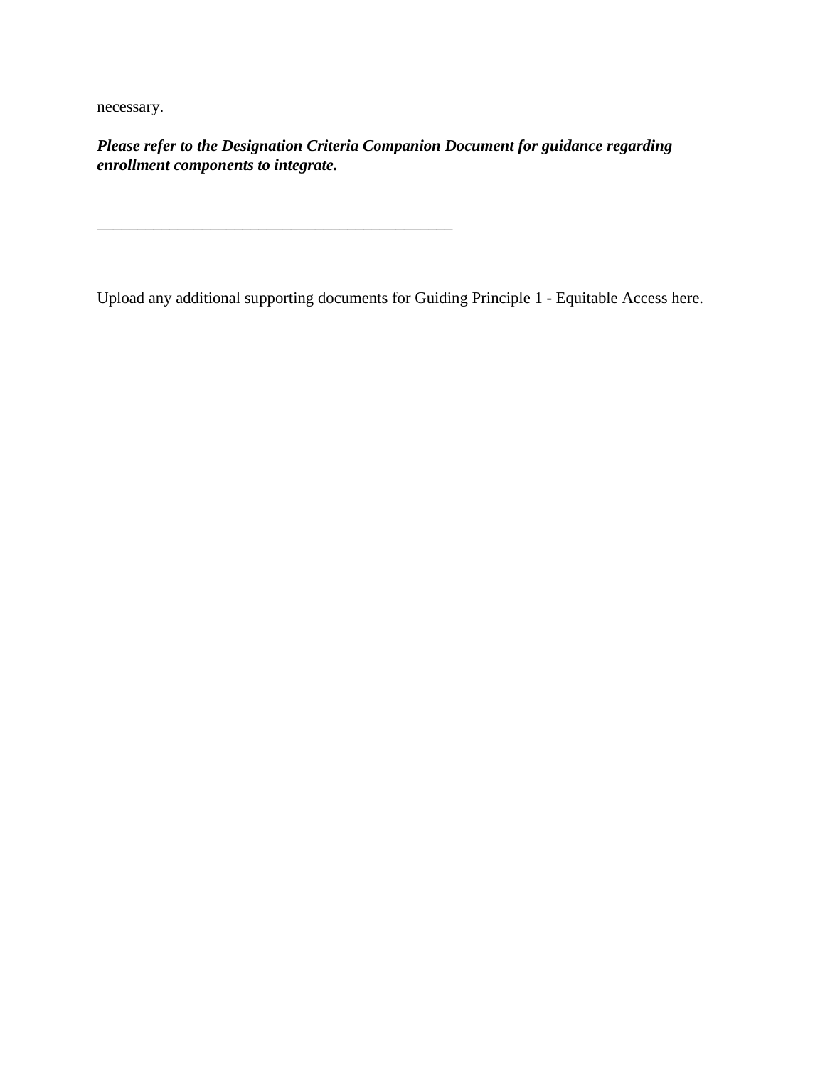necessary.

***Please refer to the Designation Criteria Companion Document for guidance regarding enrollment components to integrate.***

_____________________________________________

Upload any additional supporting documents for Guiding Principle 1 - Equitable Access here.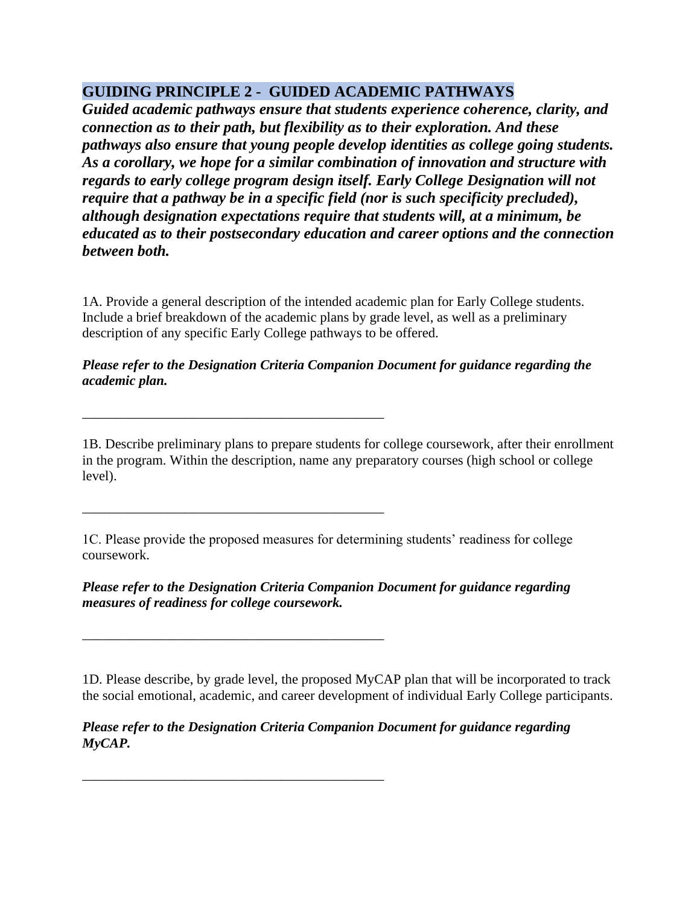## GUIDING PRINCIPLE 2 - GUIDED ACADEMIC PATHWAYS

***Guided academic pathways ensure that students experience coherence, clarity, and connection as to their path, but flexibility as to their exploration. And these pathways also ensure that young people develop identities as college going students. As a corollary, we hope for a similar combination of innovation and structure with regards to early college program design itself. Early College Designation will not require that a pathway be in a specific field (nor is such specificity precluded), although designation expectations require that students will, at a minimum, be educated as to their postsecondary education and career options and the connection between both.***

1A. Provide a general description of the intended academic plan for Early College students. Include a brief breakdown of the academic plans by grade level, as well as a preliminary description of any specific Early College pathways to be offered.

***Please refer to the Designation Criteria Companion Document for guidance regarding the academic plan.***

\_\_\_\_\_\_\_\_\_\_\_\_\_\_\_\_\_\_\_\_\_\_\_\_\_\_\_\_\_\_\_\_\_\_\_\_\_\_\_\_\_\_\_\_\_

1B. Describe preliminary plans to prepare students for college coursework, after their enrollment in the program. Within the description, name any preparatory courses (high school or college level).

\_\_\_\_\_\_\_\_\_\_\_\_\_\_\_\_\_\_\_\_\_\_\_\_\_\_\_\_\_\_\_\_\_\_\_\_\_\_\_\_\_\_\_\_\_

1C. Please provide the proposed measures for determining students' readiness for college coursework.

***Please refer to the Designation Criteria Companion Document for guidance regarding measures of readiness for college coursework.***

\_\_\_\_\_\_\_\_\_\_\_\_\_\_\_\_\_\_\_\_\_\_\_\_\_\_\_\_\_\_\_\_\_\_\_\_\_\_\_\_\_\_\_\_\_

1D. Please describe, by grade level, the proposed MyCAP plan that will be incorporated to track the social emotional, academic, and career development of individual Early College participants.

***Please refer to the Designation Criteria Companion Document for guidance regarding MyCAP.***

\_\_\_\_\_\_\_\_\_\_\_\_\_\_\_\_\_\_\_\_\_\_\_\_\_\_\_\_\_\_\_\_\_\_\_\_\_\_\_\_\_\_\_\_\_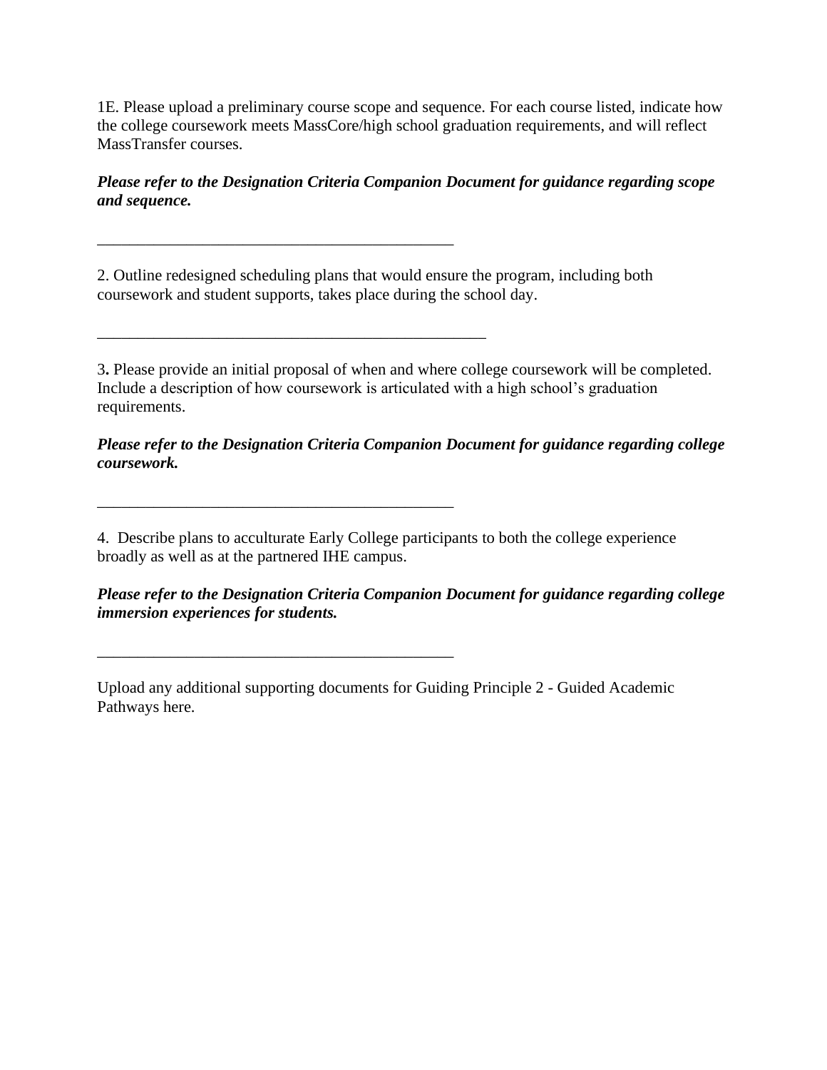1E. Please upload a preliminary course scope and sequence. For each course listed, indicate how the college coursework meets MassCore/high school graduation requirements, and will reflect MassTransfer courses.

***Please refer to the Designation Criteria Companion Document for guidance regarding scope and sequence.***

_____________________________________________

2. Outline redesigned scheduling plans that would ensure the program, including both coursework and student supports, takes place during the school day.

_________________________________________________

3**.** Please provide an initial proposal of when and where college coursework will be completed. Include a description of how coursework is articulated with a high school's graduation requirements.

***Please refer to the Designation Criteria Companion Document for guidance regarding college coursework.***

_____________________________________________

4. Describe plans to acculturate Early College participants to both the college experience broadly as well as at the partnered IHE campus.

***Please refer to the Designation Criteria Companion Document for guidance regarding college immersion experiences for students.***

_____________________________________________

Upload any additional supporting documents for Guiding Principle 2 - Guided Academic Pathways here.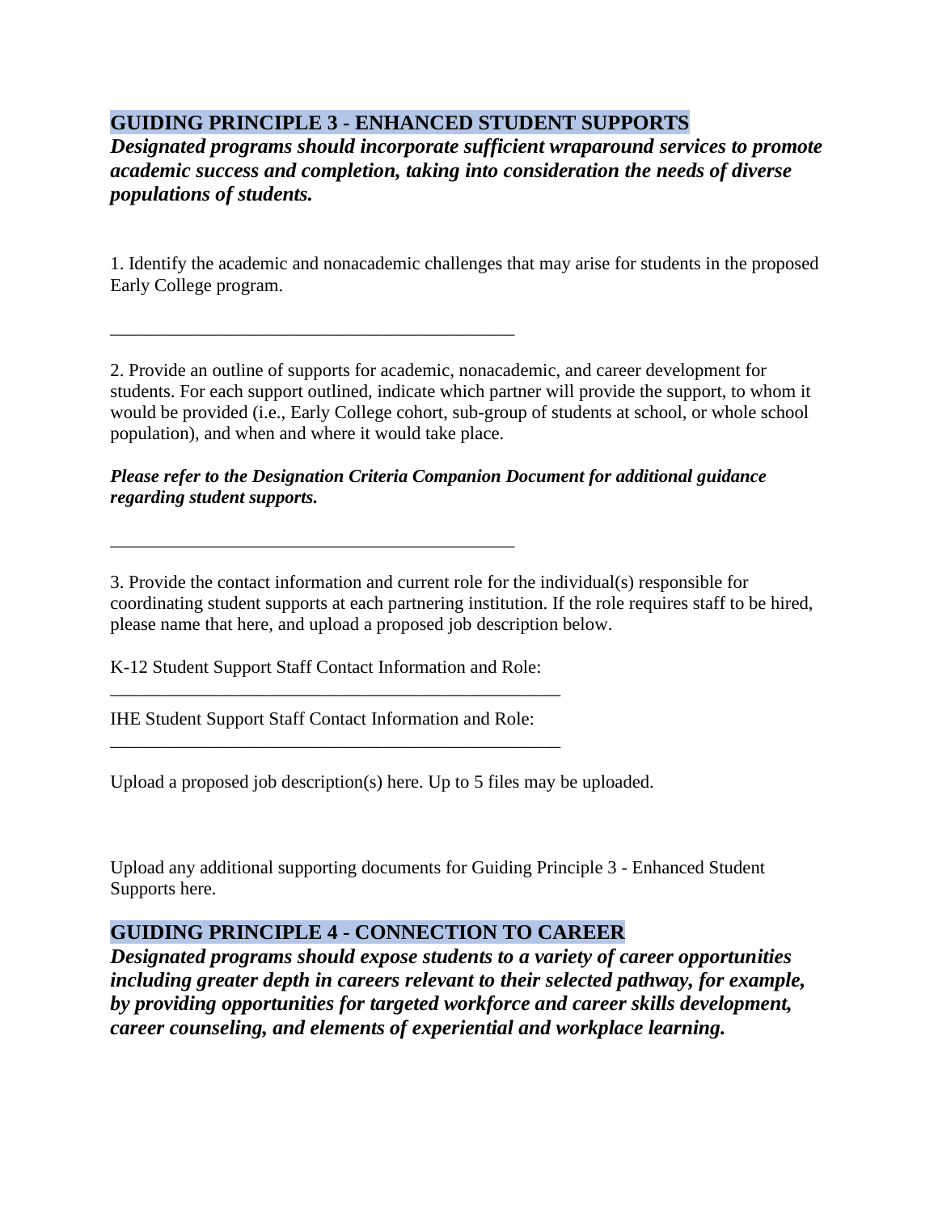## GUIDING PRINCIPLE 3 - ENHANCED STUDENT SUPPORTS

***Designated programs should incorporate sufficient wraparound services to promote academic success and completion, taking into consideration the needs of diverse populations of students.***

1. Identify the academic and nonacademic challenges that may arise for students in the proposed Early College program.

\_\_\_\_\_\_\_\_\_\_\_\_\_\_\_\_\_\_\_\_\_\_\_\_\_\_\_\_\_\_\_\_\_\_\_\_\_\_\_\_\_\_\_\_

2. Provide an outline of supports for academic, nonacademic, and career development for students. For each support outlined, indicate which partner will provide the support, to whom it would be provided (i.e., Early College cohort, sub-group of students at school, or whole school population), and when and where it would take place.

***Please refer to the Designation Criteria Companion Document for additional guidance regarding student supports.***

\_\_\_\_\_\_\_\_\_\_\_\_\_\_\_\_\_\_\_\_\_\_\_\_\_\_\_\_\_\_\_\_\_\_\_\_\_\_\_\_\_\_\_\_

3. Provide the contact information and current role for the individual(s) responsible for coordinating student supports at each partnering institution. If the role requires staff to be hired, please name that here, and upload a proposed job description below.

K-12 Student Support Staff Contact Information and Role: \_\_\_\_\_\_\_\_\_\_\_\_\_\_\_\_\_\_\_\_\_\_\_\_\_\_\_\_\_\_\_\_\_\_\_\_\_\_\_\_\_\_\_\_\_\_\_\_\_\_

IHE Student Support Staff Contact Information and Role: \_\_\_\_\_\_\_\_\_\_\_\_\_\_\_\_\_\_\_\_\_\_\_\_\_\_\_\_\_\_\_\_\_\_\_\_\_\_\_\_\_\_\_\_\_\_\_\_\_\_

Upload a proposed job description(s) here. Up to 5 files may be uploaded.

Upload any additional supporting documents for Guiding Principle 3 - Enhanced Student Supports here.

## GUIDING PRINCIPLE 4 - CONNECTION TO CAREER

***Designated programs should expose students to a variety of career opportunities including greater depth in careers relevant to their selected pathway, for example, by providing opportunities for targeted workforce and career skills development, career counseling, and elements of experiential and workplace learning.***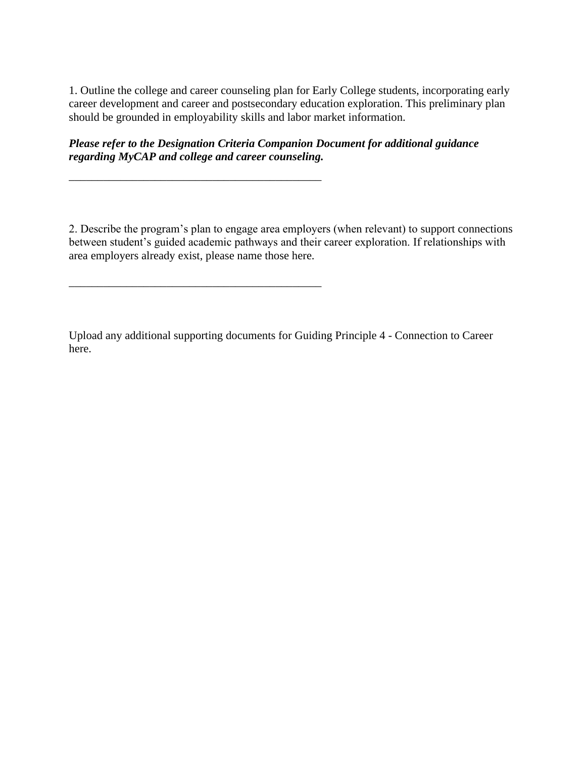1. Outline the college and career counseling plan for Early College students, incorporating early career development and career and postsecondary education exploration. This preliminary plan should be grounded in employability skills and labor market information.

***Please refer to the Designation Criteria Companion Document for additional guidance regarding MyCAP and college and career counseling.***

_____________________________________________

2. Describe the program's plan to engage area employers (when relevant) to support connections between student's guided academic pathways and their career exploration. If relationships with area employers already exist, please name those here.

_____________________________________________

Upload any additional supporting documents for Guiding Principle 4 - Connection to Career here.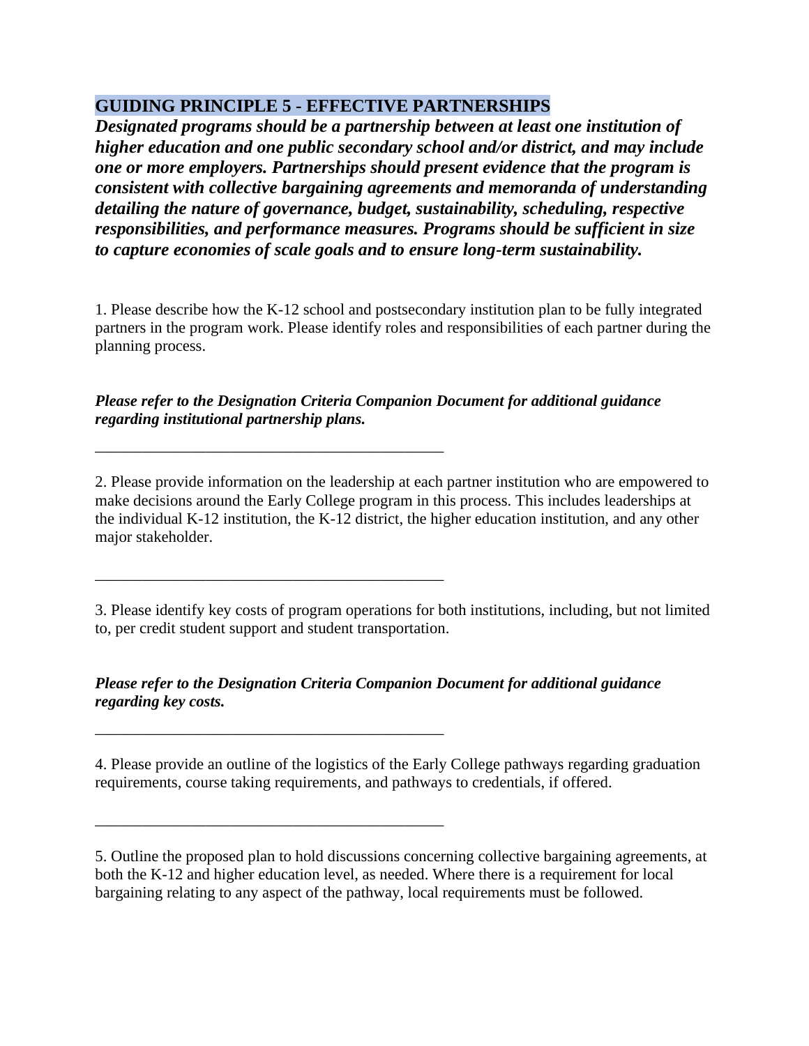## GUIDING PRINCIPLE 5 - EFFECTIVE PARTNERSHIPS

***Designated programs should be a partnership between at least one institution of higher education and one public secondary school and/or district, and may include one or more employers. Partnerships should present evidence that the program is consistent with collective bargaining agreements and memoranda of understanding detailing the nature of governance, budget, sustainability, scheduling, respective responsibilities, and performance measures. Programs should be sufficient in size to capture economies of scale goals and to ensure long-term sustainability.***

1. Please describe how the K-12 school and postsecondary institution plan to be fully integrated partners in the program work. Please identify roles and responsibilities of each partner during the planning process.

***Please refer to the Designation Criteria Companion Document for additional guidance regarding institutional partnership plans.***

_____________________________________________

2. Please provide information on the leadership at each partner institution who are empowered to make decisions around the Early College program in this process. This includes leaderships at the individual K-12 institution, the K-12 district, the higher education institution, and any other major stakeholder.

_____________________________________________

3. Please identify key costs of program operations for both institutions, including, but not limited to, per credit student support and student transportation.

***Please refer to the Designation Criteria Companion Document for additional guidance regarding key costs.***

_____________________________________________

4. Please provide an outline of the logistics of the Early College pathways regarding graduation requirements, course taking requirements, and pathways to credentials, if offered.

_____________________________________________

5. Outline the proposed plan to hold discussions concerning collective bargaining agreements, at both the K-12 and higher education level, as needed. Where there is a requirement for local bargaining relating to any aspect of the pathway, local requirements must be followed.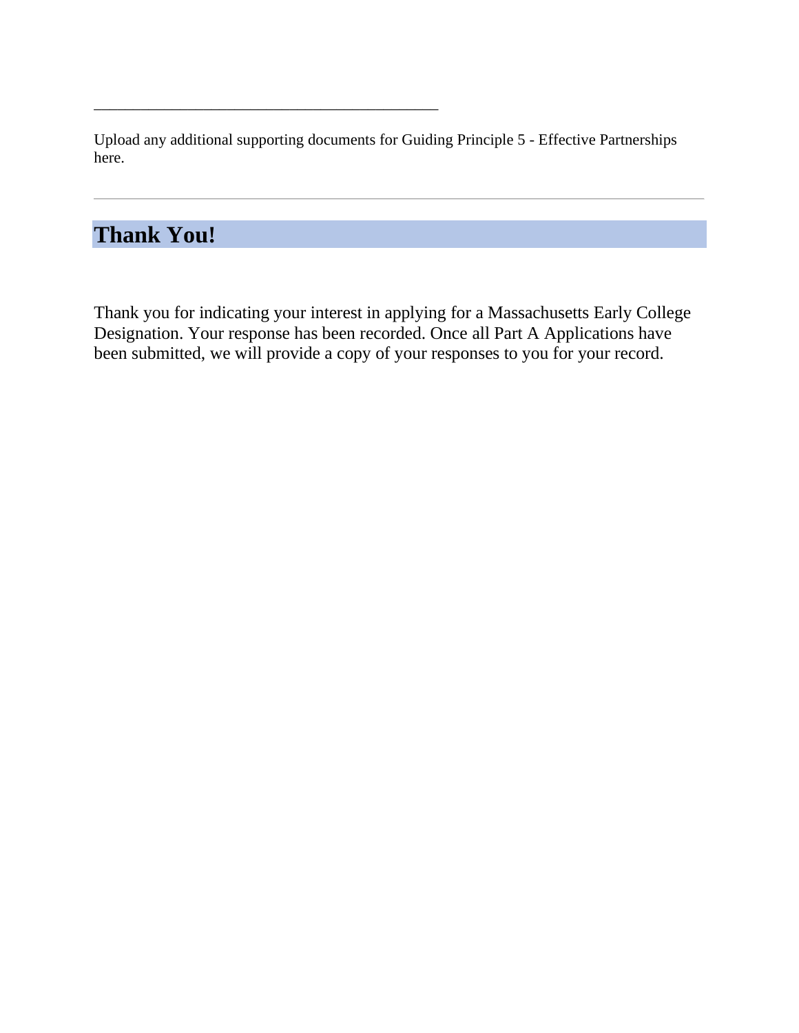\_\_\_\_\_\_\_\_\_\_\_\_\_\_\_\_\_\_\_\_\_\_\_\_\_\_\_\_\_\_\_\_\_\_\_\_\_\_\_\_\_\_\_\_

Upload any additional supporting documents for Guiding Principle 5 - Effective Partnerships here.

---

## Thank You!

Thank you for indicating your interest in applying for a Massachusetts Early College Designation. Your response has been recorded. Once all Part A Applications have been submitted, we will provide a copy of your responses to you for your record.